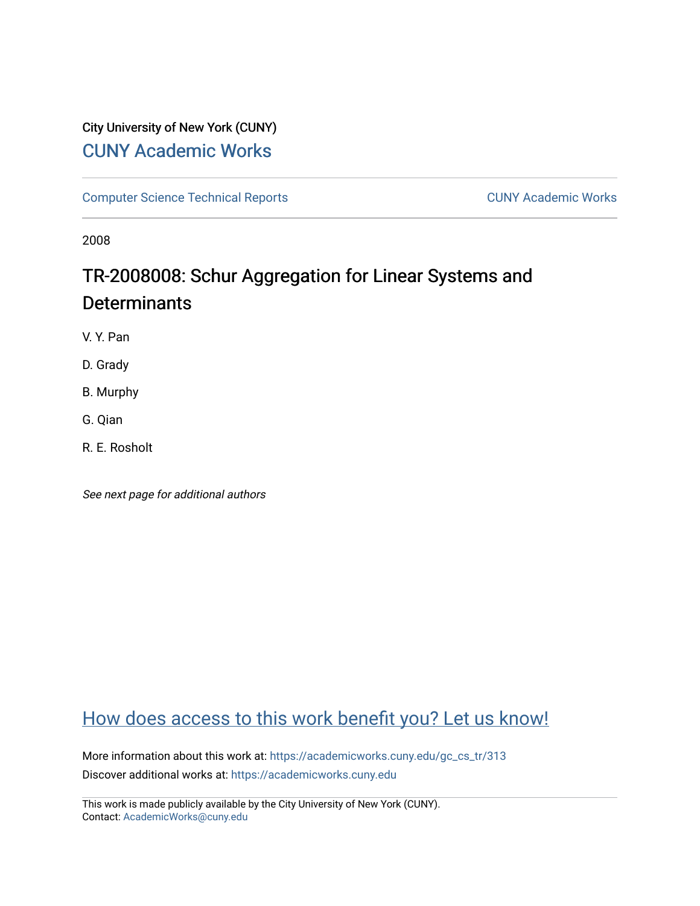City University of New York (CUNY)

# CUNY Academic Works

Computer Science Technical Reports

CUNY Academic Works

2008

## TR-2008008: Schur Aggregation for Linear Systems and Determinants

V. Y. Pan

D. Grady

B. Murphy

G. Qian

R. E. Rosholt

*See next page for additional authors*

How does access to this work benefit you? Let us know!

More information about this work at: https://academicworks.cuny.edu/gc_cs_tr/313

Discover additional works at: https://academicworks.cuny.edu

This work is made publicly available by the City University of New York (CUNY).
Contact: AcademicWorks@cuny.edu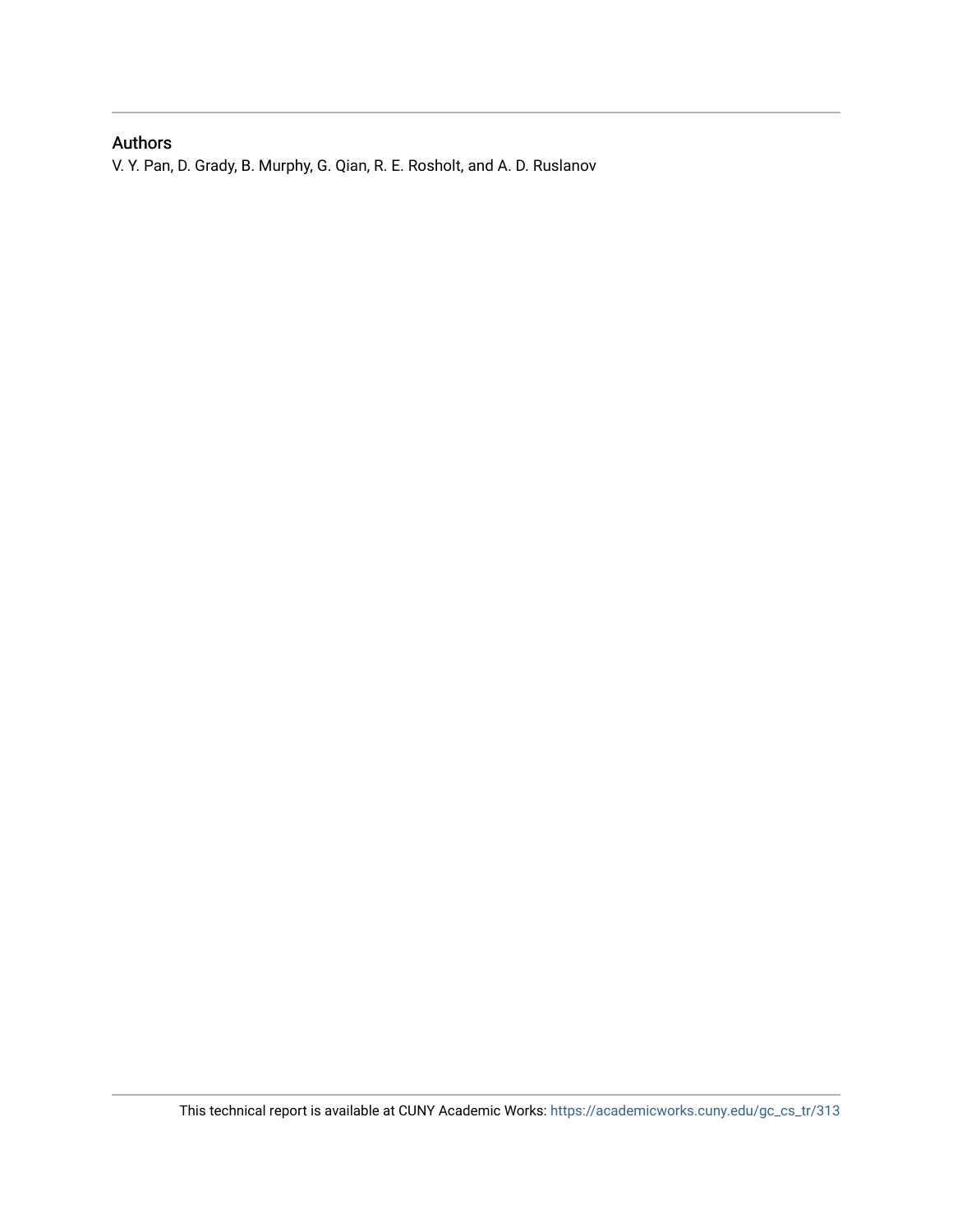## Authors

V. Y. Pan, D. Grady, B. Murphy, G. Qian, R. E. Rosholt, and A. D. Ruslanov

This technical report is available at CUNY Academic Works: https://academicworks.cuny.edu/gc_cs_tr/313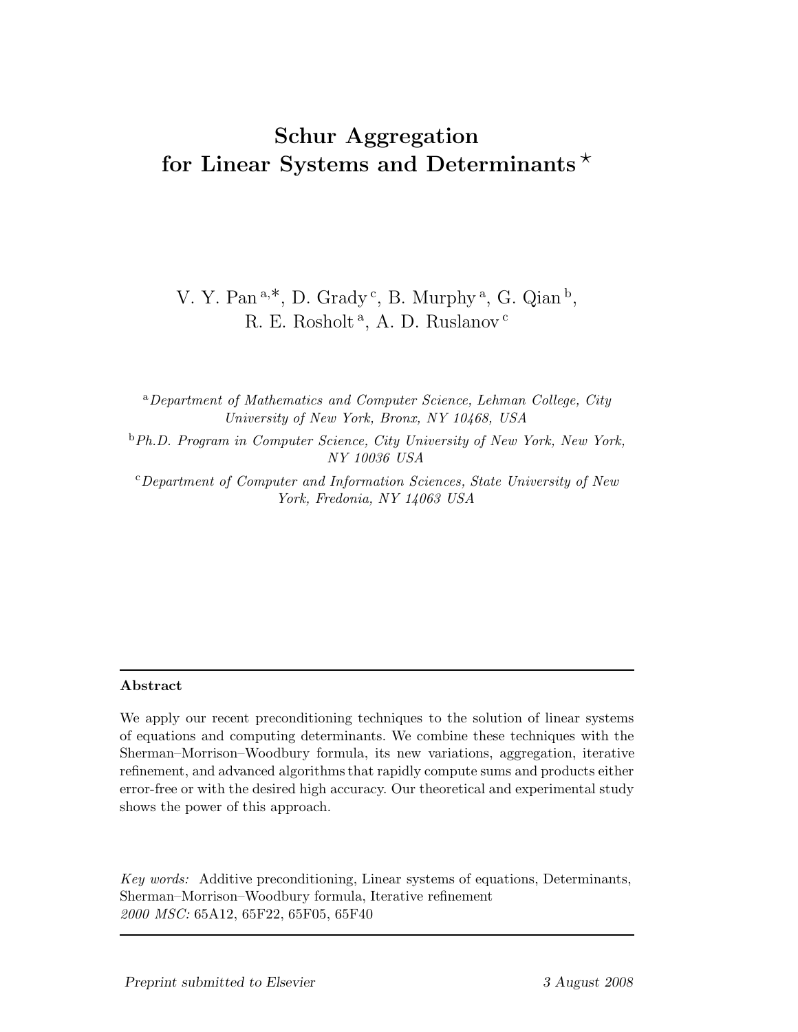# Schur Aggregation for Linear Systems and Determinants [⋆]

V. Y. Pan [a,*], D. Grady [c], B. Murphy [a], G. Qian [b], R. E. Rosholt [a], A. D. Ruslanov [c]

[a] *Department of Mathematics and Computer Science, Lehman College, City University of New York, Bronx, NY 10468, USA*

[b] *Ph.D. Program in Computer Science, City University of New York, New York, NY 10036 USA*

[c] *Department of Computer and Information Sciences, State University of New York, Fredonia, NY 14063 USA*

---

**Abstract**

We apply our recent preconditioning techniques to the solution of linear systems of equations and computing determinants. We combine these techniques with the Sherman–Morrison–Woodbury formula, its new variations, aggregation, iterative refinement, and advanced algorithms that rapidly compute sums and products either error-free or with the desired high accuracy. Our theoretical and experimental study shows the power of this approach.

*Key words:* Additive preconditioning, Linear systems of equations, Determinants, Sherman–Morrison–Woodbury formula, Iterative refinement

*2000 MSC:* 65A12, 65F22, 65F05, 65F40

---

*Preprint submitted to Elsevier* 3 August 2008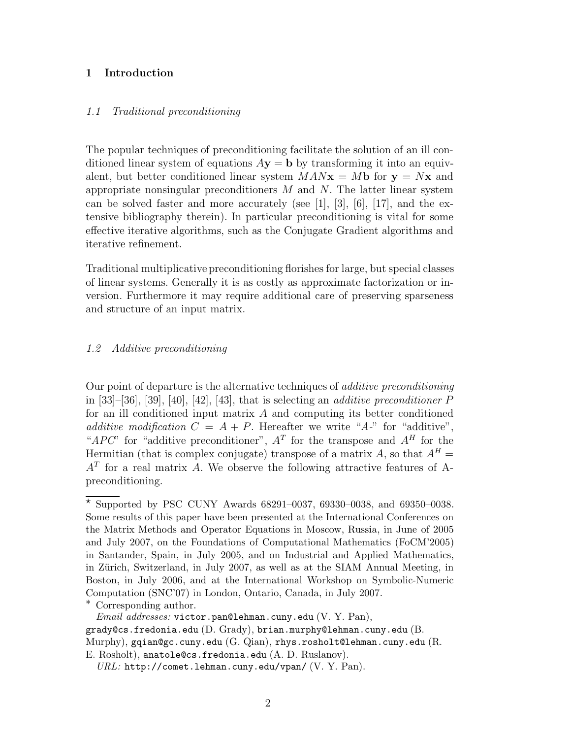# 1 Introduction

### *1.1 Traditional preconditioning*

The popular techniques of preconditioning facilitate the solution of an ill conditioned linear system of equations $A\mathbf{y} = \mathbf{b}$ by transforming it into an equivalent, but better conditioned linear system $MAN\mathbf{x} = M\mathbf{b}$ for $\mathbf{y} = N\mathbf{x}$ and appropriate nonsingular preconditioners $M$ and $N$. The latter linear system can be solved faster and more accurately (see [1], [3], [6], [17], and the extensive bibliography therein). In particular preconditioning is vital for some effective iterative algorithms, such as the Conjugate Gradient algorithms and iterative refinement.

Traditional multiplicative preconditioning florishes for large, but special classes of linear systems. Generally it is as costly as approximate factorization or inversion. Furthermore it may require additional care of preserving sparseness and structure of an input matrix.

### *1.2 Additive preconditioning*

Our point of departure is the alternative techniques of *additive preconditioning* in [33]–[36], [39], [40], [42], [43], that is selecting an *additive preconditioner* $P$ for an ill conditioned input matrix $A$ and computing its better conditioned *additive modification* $C = A + P$. Hereafter we write "$A$-" for "additive", "*APC*" for "additive preconditioner", $A^T$ for the transpose and $A^H$ for the Hermitian (that is complex conjugate) transpose of a matrix $A$, so that $A^H = A^T$ for a real matrix $A$. We observe the following attractive features of A-preconditioning.

---

⋆ Supported by PSC CUNY Awards 68291–0037, 69330–0038, and 69350–0038. Some results of this paper have been presented at the International Conferences on the Matrix Methods and Operator Equations in Moscow, Russia, in June of 2005 and July 2007, on the Foundations of Computational Mathematics (FoCM'2005) in Santander, Spain, in July 2005, and on Industrial and Applied Mathematics, in Zürich, Switzerland, in July 2007, as well as at the SIAM Annual Meeting, in Boston, in July 2006, and at the International Workshop on Symbolic-Numeric Computation (SNC'07) in London, Ontario, Canada, in July 2007.

∗ Corresponding author.

*Email addresses:* `victor.pan@lehman.cuny.edu` (V. Y. Pan), `grady@cs.fredonia.edu` (D. Grady), `brian.murphy@lehman.cuny.edu` (B. Murphy), `gqian@gc.cuny.edu` (G. Qian), `rhys.rosholt@lehman.cuny.edu` (R. E. Rosholt), `anatole@cs.fredonia.edu` (A. D. Ruslanov).

*URL:* `http://comet.lehman.cuny.edu/vpan/` (V. Y. Pan).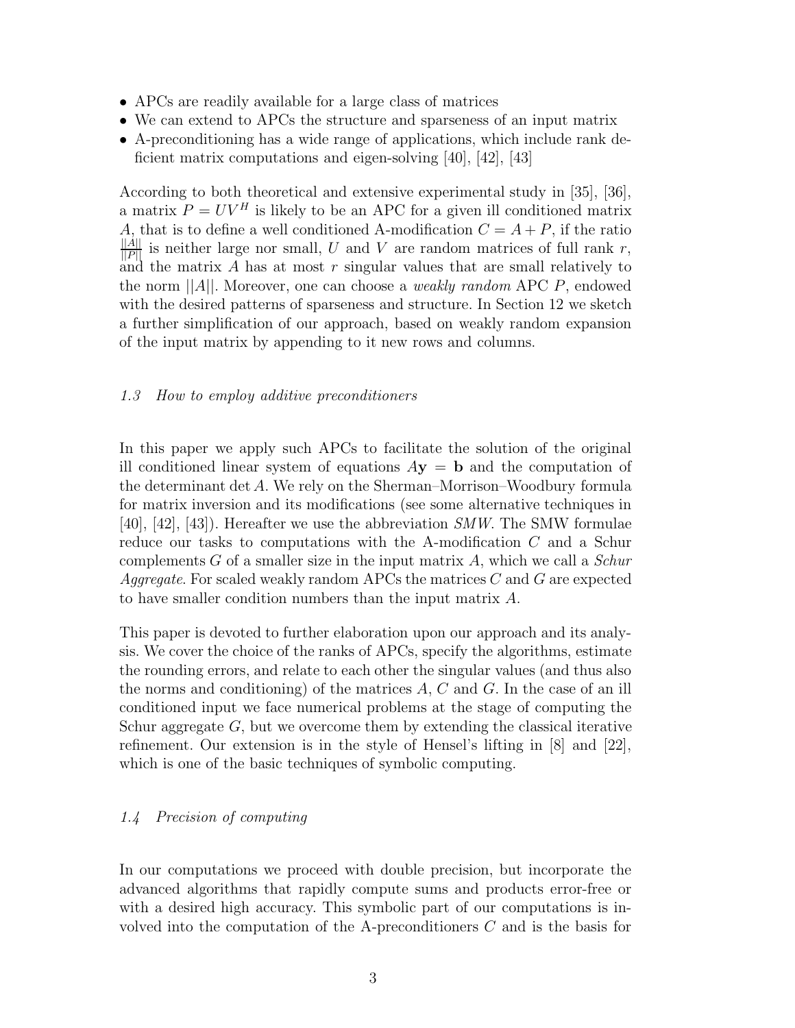- APCs are readily available for a large class of matrices
- We can extend to APCs the structure and sparseness of an input matrix
- A-preconditioning has a wide range of applications, which include rank deficient matrix computations and eigen-solving [40], [42], [43]

According to both theoretical and extensive experimental study in [35], [36], a matrix $P = UV^H$ is likely to be an APC for a given ill conditioned matrix $A$, that is to define a well conditioned A-modification $C = A + P$, if the ratio $\frac{||A||}{||P||}$ is neither large nor small, $U$ and $V$ are random matrices of full rank $r$, and the matrix $A$ has at most $r$ singular values that are small relatively to the norm $||A||$. Moreover, one can choose a *weakly random* APC $P$, endowed with the desired patterns of sparseness and structure. In Section 12 we sketch a further simplification of our approach, based on weakly random expansion of the input matrix by appending to it new rows and columns.

### *1.3 How to employ additive preconditioners*

In this paper we apply such APCs to facilitate the solution of the original ill conditioned linear system of equations $A\mathbf{y} = \mathbf{b}$ and the computation of the determinant $\det A$. We rely on the Sherman–Morrison–Woodbury formula for matrix inversion and its modifications (see some alternative techniques in [40], [42], [43]). Hereafter we use the abbreviation *SMW*. The SMW formulae reduce our tasks to computations with the A-modification $C$ and a Schur complements $G$ of a smaller size in the input matrix $A$, which we call a *Schur Aggregate*. For scaled weakly random APCs the matrices $C$ and $G$ are expected to have smaller condition numbers than the input matrix $A$.

This paper is devoted to further elaboration upon our approach and its analysis. We cover the choice of the ranks of APCs, specify the algorithms, estimate the rounding errors, and relate to each other the singular values (and thus also the norms and conditioning) of the matrices $A$, $C$ and $G$. In the case of an ill conditioned input we face numerical problems at the stage of computing the Schur aggregate $G$, but we overcome them by extending the classical iterative refinement. Our extension is in the style of Hensel's lifting in [8] and [22], which is one of the basic techniques of symbolic computing.

### *1.4 Precision of computing*

In our computations we proceed with double precision, but incorporate the advanced algorithms that rapidly compute sums and products error-free or with a desired high accuracy. This symbolic part of our computations is involved into the computation of the A-preconditioners $C$ and is the basis for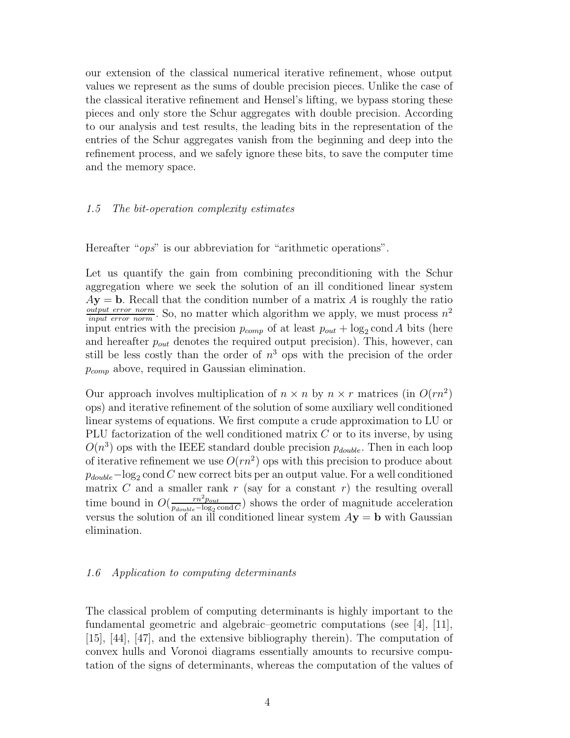our extension of the classical numerical iterative refinement, whose output values we represent as the sums of double precision pieces. Unlike the case of the classical iterative refinement and Hensel's lifting, we bypass storing these pieces and only store the Schur aggregates with double precision. According to our analysis and test results, the leading bits in the representation of the entries of the Schur aggregates vanish from the beginning and deep into the refinement process, and we safely ignore these bits, to save the computer time and the memory space.

### *1.5 The bit-operation complexity estimates*

Hereafter "*ops*" is our abbreviation for "arithmetic operations".

Let us quantify the gain from combining preconditioning with the Schur aggregation where we seek the solution of an ill conditioned linear system $A\mathbf{y} = \mathbf{b}$. Recall that the condition number of a matrix $A$ is roughly the ratio $\frac{\textit{output error norm}}{\textit{input error norm}}$. So, no matter which algorithm we apply, we must process $n^2$ input entries with the precision $p_{comp}$ of at least $p_{out} + \log_2 \operatorname{cond} A$ bits (here and hereafter $p_{out}$ denotes the required output precision). This, however, can still be less costly than the order of $n^3$ ops with the precision of the order $p_{comp}$ above, required in Gaussian elimination.

Our approach involves multiplication of $n \times n$ by $n \times r$ matrices (in $O(rn^2)$ ops) and iterative refinement of the solution of some auxiliary well conditioned linear systems of equations. We first compute a crude approximation to LU or PLU factorization of the well conditioned matrix $C$ or to its inverse, by using $O(n^3)$ ops with the IEEE standard double precision $p_{double}$. Then in each loop of iterative refinement we use $O(rn^2)$ ops with this precision to produce about $p_{double} - \log_2 \operatorname{cond} C$ new correct bits per an output value. For a well conditioned matrix $C$ and a smaller rank $r$ (say for a constant $r$) the resulting overall time bound in $O(\frac{rn^2 p_{out}}{p_{double} - \log_2 \operatorname{cond} C})$ shows the order of magnitude acceleration versus the solution of an ill conditioned linear system $A\mathbf{y} = \mathbf{b}$ with Gaussian elimination.

### *1.6 Application to computing determinants*

The classical problem of computing determinants is highly important to the fundamental geometric and algebraic–geometric computations (see [4], [11], [15], [44], [47], and the extensive bibliography therein). The computation of convex hulls and Voronoi diagrams essentially amounts to recursive computation of the signs of determinants, whereas the computation of the values of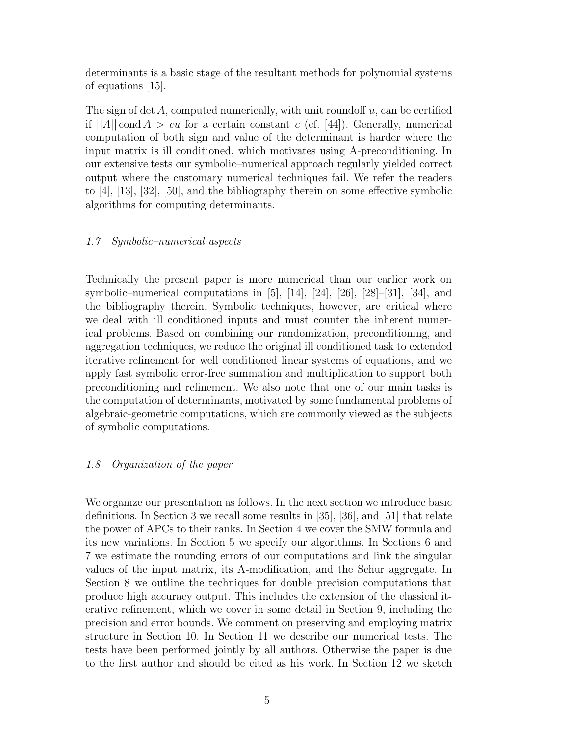determinants is a basic stage of the resultant methods for polynomial systems of equations [15].

The sign of $\det A$, computed numerically, with unit roundoff $u$, can be certified if $||A|| \operatorname{cond} A > cu$ for a certain constant $c$ (cf. [44]). Generally, numerical computation of both sign and value of the determinant is harder where the input matrix is ill conditioned, which motivates using A-preconditioning. In our extensive tests our symbolic–numerical approach regularly yielded correct output where the customary numerical techniques fail. We refer the readers to [4], [13], [32], [50], and the bibliography therein on some effective symbolic algorithms for computing determinants.

### *1.7 Symbolic–numerical aspects*

Technically the present paper is more numerical than our earlier work on symbolic–numerical computations in [5], [14], [24], [26], [28]–[31], [34], and the bibliography therein. Symbolic techniques, however, are critical where we deal with ill conditioned inputs and must counter the inherent numerical problems. Based on combining our randomization, preconditioning, and aggregation techniques, we reduce the original ill conditioned task to extended iterative refinement for well conditioned linear systems of equations, and we apply fast symbolic error-free summation and multiplication to support both preconditioning and refinement. We also note that one of our main tasks is the computation of determinants, motivated by some fundamental problems of algebraic-geometric computations, which are commonly viewed as the subjects of symbolic computations.

### *1.8 Organization of the paper*

We organize our presentation as follows. In the next section we introduce basic definitions. In Section 3 we recall some results in [35], [36], and [51] that relate the power of APCs to their ranks. In Section 4 we cover the SMW formula and its new variations. In Section 5 we specify our algorithms. In Sections 6 and 7 we estimate the rounding errors of our computations and link the singular values of the input matrix, its A-modification, and the Schur aggregate. In Section 8 we outline the techniques for double precision computations that produce high accuracy output. This includes the extension of the classical iterative refinement, which we cover in some detail in Section 9, including the precision and error bounds. We comment on preserving and employing matrix structure in Section 10. In Section 11 we describe our numerical tests. The tests have been performed jointly by all authors. Otherwise the paper is due to the first author and should be cited as his work. In Section 12 we sketch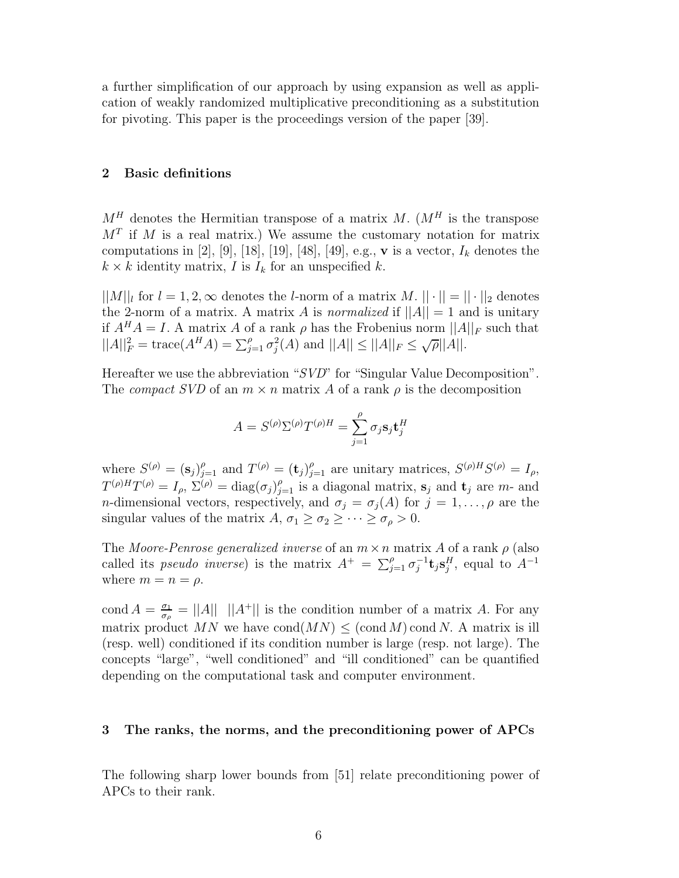a further simplification of our approach by using expansion as well as application of weakly randomized multiplicative preconditioning as a substitution for pivoting. This paper is the proceedings version of the paper [39].

## 2 Basic definitions

$M^H$ denotes the Hermitian transpose of a matrix $M$. ($M^H$ is the transpose $M^T$ if $M$ is a real matrix.) We assume the customary notation for matrix computations in [2], [9], [18], [19], [48], [49], e.g., $\mathbf{v}$ is a vector, $I_k$ denotes the $k \times k$ identity matrix, $I$ is $I_k$ for an unspecified $k$.

$||M||_l$ for $l = 1, 2, \infty$ denotes the $l$-norm of a matrix $M$. $||\cdot|| = ||\cdot||_2$ denotes the 2-norm of a matrix. A matrix $A$ is *normalized* if $||A|| = 1$ and is unitary if $A^H A = I$. A matrix $A$ of a rank $\rho$ has the Frobenius norm $||A||_F$ such that $||A||_F^2 = \text{trace}(A^H A) = \sum_{j=1}^{\rho} \sigma_j^2(A)$ and $||A|| \le ||A||_F \le \sqrt{\rho}||A||$.

Hereafter we use the abbreviation "*SVD*" for "Singular Value Decomposition". The *compact SVD* of an $m \times n$ matrix $A$ of a rank $\rho$ is the decomposition

$$A = S^{(\rho)} \Sigma^{(\rho)} T^{(\rho)H} = \sum_{j=1}^{\rho} \sigma_j \mathbf{s}_j \mathbf{t}_j^H$$

where $S^{(\rho)} = (\mathbf{s}_j)_{j=1}^{\rho}$ and $T^{(\rho)} = (\mathbf{t}_j)_{j=1}^{\rho}$ are unitary matrices, $S^{(\rho)H} S^{(\rho)} = I_\rho$, $T^{(\rho)H} T^{(\rho)} = I_\rho$, $\Sigma^{(\rho)} = \text{diag}(\sigma_j)_{j=1}^{\rho}$ is a diagonal matrix, $\mathbf{s}_j$ and $\mathbf{t}_j$ are $m$- and $n$-dimensional vectors, respectively, and $\sigma_j = \sigma_j(A)$ for $j = 1, \ldots, \rho$ are the singular values of the matrix $A$, $\sigma_1 \ge \sigma_2 \ge \cdots \ge \sigma_\rho > 0$.

The *Moore-Penrose generalized inverse* of an $m \times n$ matrix $A$ of a rank $\rho$ (also called its *pseudo inverse*) is the matrix $A^+ = \sum_{j=1}^{\rho} \sigma_j^{-1} \mathbf{t}_j \mathbf{s}_j^H$, equal to $A^{-1}$ where $m = n = \rho$.

$\text{cond}\, A = \frac{\sigma_1}{\sigma_\rho} = ||A||\ \ ||A^+||$ is the condition number of a matrix $A$. For any matrix product $MN$ we have $\text{cond}(MN) \le (\text{cond}\, M) \,\text{cond}\, N$. A matrix is ill (resp. well) conditioned if its condition number is large (resp. not large). The concepts "large", "well conditioned" and "ill conditioned" can be quantified depending on the computational task and computer environment.

## 3 The ranks, the norms, and the preconditioning power of APCs

The following sharp lower bounds from [51] relate preconditioning power of APCs to their rank.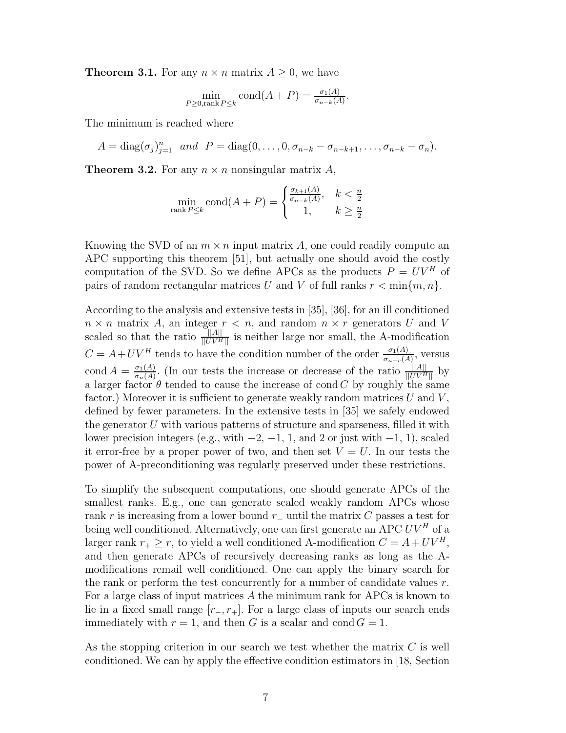**Theorem 3.1.** For any $n \times n$ matrix $A \geq 0$, we have

$$\min_{P \geq 0, \operatorname{rank} P \leq k} \operatorname{cond}(A + P) = \frac{\sigma_1(A)}{\sigma_{n-k}(A)}.$$

The minimum is reached where

$$A = \operatorname{diag}(\sigma_j)_{j=1}^n \quad and \quad P = \operatorname{diag}(0, \dots, 0, \sigma_{n-k} - \sigma_{n-k+1}, \dots, \sigma_{n-k} - \sigma_n).$$

**Theorem 3.2.** For any $n \times n$ nonsingular matrix $A$,

$$\min_{\operatorname{rank} P \leq k} \operatorname{cond}(A + P) = \begin{cases} \frac{\sigma_{k+1}(A)}{\sigma_{n-k}(A)}, & k < \frac{n}{2} \\ 1, & k \geq \frac{n}{2} \end{cases}$$

Knowing the SVD of an $m \times n$ input matrix $A$, one could readily compute an APC supporting this theorem [51], but actually one should avoid the costly computation of the SVD. So we define APCs as the products $P = UV^H$ of pairs of random rectangular matrices $U$ and $V$ of full ranks $r < \min\{m, n\}$.

According to the analysis and extensive tests in [35], [36], for an ill conditioned $n \times n$ matrix $A$, an integer $r < n$, and random $n \times r$ generators $U$ and $V$ scaled so that the ratio $\frac{||A||}{||UV^H||}$ is neither large nor small, the A-modification $C = A + UV^H$ tends to have the condition number of the order $\frac{\sigma_1(A)}{\sigma_{n-r}(A)}$, versus $\operatorname{cond} A = \frac{\sigma_1(A)}{\sigma_n(A)}$. (In our tests the increase or decrease of the ratio $\frac{||A||}{||UV^H||}$ by a larger factor $\theta$ tended to cause the increase of $\operatorname{cond} C$ by roughly the same factor.) Moreover it is sufficient to generate weakly random matrices $U$ and $V$, defined by fewer parameters. In the extensive tests in [35] we safely endowed the generator $U$ with various patterns of structure and sparseness, filled it with lower precision integers (e.g., with $-2$, $-1$, 1, and 2 or just with $-1$, 1), scaled it error-free by a proper power of two, and then set $V = U$. In our tests the power of A-preconditioning was regularly preserved under these restrictions.

To simplify the subsequent computations, one should generate APCs of the smallest ranks. E.g., one can generate scaled weakly random APCs whose rank $r$ is increasing from a lower bound $r_-$ until the matrix $C$ passes a test for being well conditioned. Alternatively, one can first generate an APC $UV^H$ of a larger rank $r_+ \geq r$, to yield a well conditioned A-modification $C = A + UV^H$, and then generate APCs of recursively decreasing ranks as long as the A-modifications remail well conditioned. One can apply the binary search for the rank or perform the test concurrently for a number of candidate values $r$. For a large class of input matrices $A$ the minimum rank for APCs is known to lie in a fixed small range $[r_-, r_+]$. For a large class of inputs our search ends immediately with $r = 1$, and then $G$ is a scalar and $\operatorname{cond} G = 1$.

As the stopping criterion in our search we test whether the matrix $C$ is well conditioned. We can by apply the effective condition estimators in [18, Section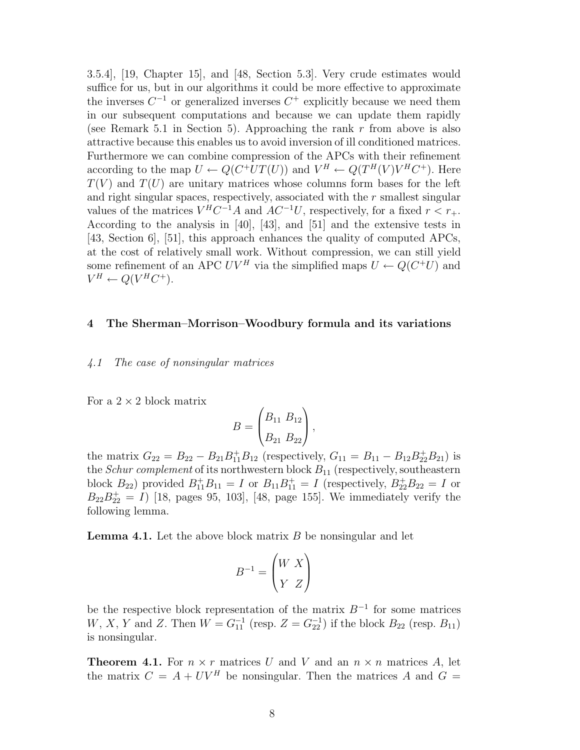3.5.4], [19, Chapter 15], and [48, Section 5.3]. Very crude estimates would suffice for us, but in our algorithms it could be more effective to approximate the inverses $C^{-1}$ or generalized inverses $C^{+}$ explicitly because we need them in our subsequent computations and because we can update them rapidly (see Remark 5.1 in Section 5). Approaching the rank $r$ from above is also attractive because this enables us to avoid inversion of ill conditioned matrices. Furthermore we can combine compression of the APCs with their refinement according to the map $U \leftarrow Q(C^{+}UT(U))$ and $V^{H} \leftarrow Q(T^{H}(V)V^{H}C^{+})$. Here $T(V)$ and $T(U)$ are unitary matrices whose columns form bases for the left and right singular spaces, respectively, associated with the $r$ smallest singular values of the matrices $V^{H}C^{-1}A$ and $AC^{-1}U$, respectively, for a fixed $r < r_{+}$. According to the analysis in [40], [43], and [51] and the extensive tests in [43, Section 6], [51], this approach enhances the quality of computed APCs, at the cost of relatively small work. Without compression, we can still yield some refinement of an APC $UV^{H}$ via the simplified maps $U \leftarrow Q(C^{+}U)$ and $V^{H} \leftarrow Q(V^{H}C^{+})$.

## 4 The Sherman–Morrison–Woodbury formula and its variations

### *4.1 The case of nonsingular matrices*

For a $2 \times 2$ block matrix

$$B = \begin{pmatrix} B_{11} & B_{12} \\ B_{21} & B_{22} \end{pmatrix},$$

the matrix $G_{22} = B_{22} - B_{21}B_{11}^{+}B_{12}$ (respectively, $G_{11} = B_{11} - B_{12}B_{22}^{+}B_{21}$) is the *Schur complement* of its northwestern block $B_{11}$ (respectively, southeastern block $B_{22}$) provided $B_{11}^{+}B_{11} = I$ or $B_{11}B_{11}^{+} = I$ (respectively, $B_{22}^{+}B_{22} = I$ or $B_{22}B_{22}^{+} = I$) [18, pages 95, 103], [48, page 155]. We immediately verify the following lemma.

**Lemma 4.1.** Let the above block matrix $B$ be nonsingular and let

$$B^{-1} = \begin{pmatrix} W & X \\ Y & Z \end{pmatrix}$$

be the respective block representation of the matrix $B^{-1}$ for some matrices $W$, $X$, $Y$ and $Z$. Then $W = G_{11}^{-1}$ (resp. $Z = G_{22}^{-1}$) if the block $B_{22}$ (resp. $B_{11}$) is nonsingular.

**Theorem 4.1.** For $n \times r$ matrices $U$ and $V$ and an $n \times n$ matrices $A$, let the matrix $C = A + UV^{H}$ be nonsingular. Then the matrices $A$ and $G =$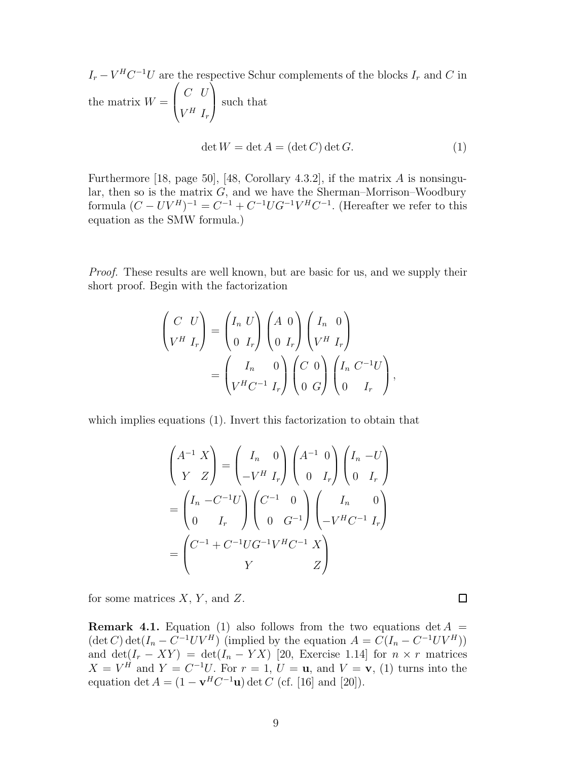$I_r - V^H C^{-1} U$ are the respective Schur complements of the blocks $I_r$ and $C$ in the matrix $W = \begin{pmatrix} C & U \\ V^H & I_r \end{pmatrix}$ such that

$$\det W = \det A = (\det C) \det G. \tag{1}$$

Furthermore [18, page 50], [48, Corollary 4.3.2], if the matrix $A$ is nonsingular, then so is the matrix $G$, and we have the Sherman–Morrison–Woodbury formula $(C - UV^H)^{-1} = C^{-1} + C^{-1} U G^{-1} V^H C^{-1}$. (Hereafter we refer to this equation as the SMW formula.)

*Proof.* These results are well known, but are basic for us, and we supply their short proof. Begin with the factorization

$$\begin{pmatrix} C & U \\ V^H & I_r \end{pmatrix} = \begin{pmatrix} I_n & U \\ 0 & I_r \end{pmatrix} \begin{pmatrix} A & 0 \\ 0 & I_r \end{pmatrix} \begin{pmatrix} I_n & 0 \\ V^H & I_r \end{pmatrix}$$
$$= \begin{pmatrix} I_n & 0 \\ V^H C^{-1} & I_r \end{pmatrix} \begin{pmatrix} C & 0 \\ 0 & G \end{pmatrix} \begin{pmatrix} I_n & C^{-1}U \\ 0 & I_r \end{pmatrix},$$

which implies equations (1). Invert this factorization to obtain that

$$\begin{pmatrix} A^{-1} & X \\ Y & Z \end{pmatrix} = \begin{pmatrix} I_n & 0 \\ -V^H & I_r \end{pmatrix} \begin{pmatrix} A^{-1} & 0 \\ 0 & I_r \end{pmatrix} \begin{pmatrix} I_n & -U \\ 0 & I_r \end{pmatrix}$$
$$= \begin{pmatrix} I_n & -C^{-1}U \\ 0 & I_r \end{pmatrix} \begin{pmatrix} C^{-1} & 0 \\ 0 & G^{-1} \end{pmatrix} \begin{pmatrix} I_n & 0 \\ -V^H C^{-1} & I_r \end{pmatrix}$$
$$= \begin{pmatrix} C^{-1} + C^{-1} U G^{-1} V^H C^{-1} & X \\ Y & Z \end{pmatrix}$$

for some matrices $X$, $Y$, and $Z$. $\square$

**Remark 4.1.** Equation (1) also follows from the two equations $\det A = (\det C) \det(I_n - C^{-1} U V^H)$ (implied by the equation $A = C(I_n - C^{-1} U V^H)$) and $\det(I_r - XY) = \det(I_n - YX)$ [20, Exercise 1.14] for $n \times r$ matrices $X = V^H$ and $Y = C^{-1}U$. For $r = 1$, $U = \mathbf{u}$, and $V = \mathbf{v}$, (1) turns into the equation $\det A = (1 - \mathbf{v}^H C^{-1} \mathbf{u}) \det C$ (cf. [16] and [20]).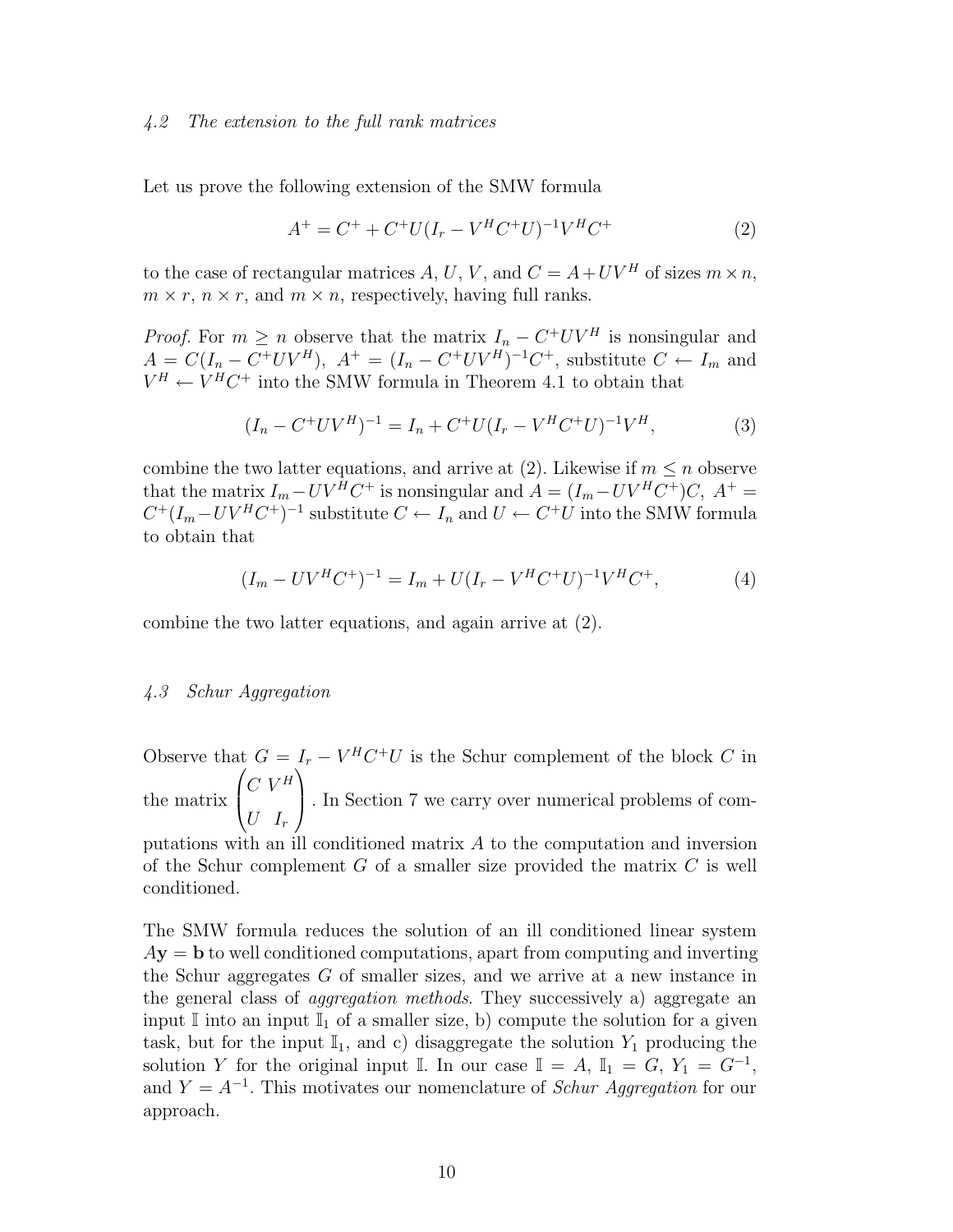### 4.2 The extension to the full rank matrices

Let us prove the following extension of the SMW formula

$$A^+ = C^+ + C^+U(I_r - V^H C^+ U)^{-1} V^H C^+ \tag{2}$$

to the case of rectangular matrices $A$, $U$, $V$, and $C = A + UV^H$ of sizes $m \times n$, $m \times r$, $n \times r$, and $m \times n$, respectively, having full ranks.

*Proof.* For $m \geq n$ observe that the matrix $I_n - C^+UV^H$ is nonsingular and $A = C(I_n - C^+UV^H)$, $A^+ = (I_n - C^+UV^H)^{-1}C^+$, substitute $C \leftarrow I_m$ and $V^H \leftarrow V^H C^+$ into the SMW formula in Theorem 4.1 to obtain that

$$(I_n - C^+UV^H)^{-1} = I_n + C^+U(I_r - V^H C^+ U)^{-1} V^H, \tag{3}$$

combine the two latter equations, and arrive at (2). Likewise if $m \leq n$ observe that the matrix $I_m - UV^H C^+$ is nonsingular and $A = (I_m - UV^H C^+)C$, $A^+ = C^+(I_m - UV^H C^+)^{-1}$ substitute $C \leftarrow I_n$ and $U \leftarrow C^+U$ into the SMW formula to obtain that

$$(I_m - UV^H C^+)^{-1} = I_m + U(I_r - V^H C^+ U)^{-1} V^H C^+, \tag{4}$$

combine the two latter equations, and again arrive at (2).

### 4.3 Schur Aggregation

Observe that $G = I_r - V^H C^+ U$ is the Schur complement of the block $C$ in the matrix $\begin{pmatrix} C & V^H \\ U & I_r \end{pmatrix}$. In Section 7 we carry over numerical problems of computations with an ill conditioned matrix $A$ to the computation and inversion of the Schur complement $G$ of a smaller size provided the matrix $C$ is well conditioned.

The SMW formula reduces the solution of an ill conditioned linear system $A\mathbf{y} = \mathbf{b}$ to well conditioned computations, apart from computing and inverting the Schur aggregates $G$ of smaller sizes, and we arrive at a new instance in the general class of *aggregation methods*. They successively a) aggregate an input $\mathbb{I}$ into an input $\mathbb{I}_1$ of a smaller size, b) compute the solution for a given task, but for the input $\mathbb{I}_1$, and c) disaggregate the solution $Y_1$ producing the solution $Y$ for the original input $\mathbb{I}$. In our case $\mathbb{I} = A$, $\mathbb{I}_1 = G$, $Y_1 = G^{-1}$, and $Y = A^{-1}$. This motivates our nomenclature of *Schur Aggregation* for our approach.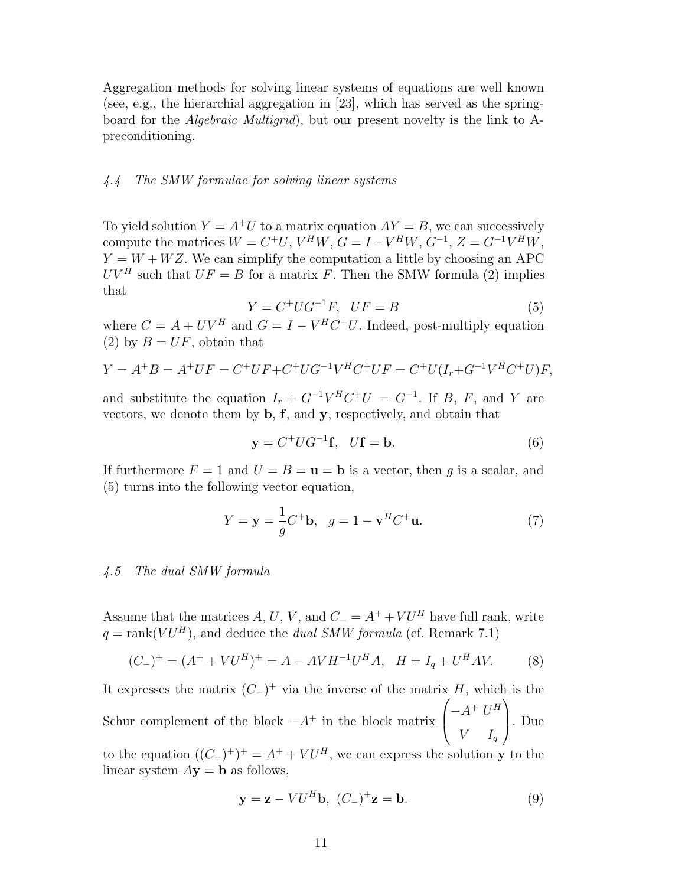Aggregation methods for solving linear systems of equations are well known (see, e.g., the hierarchial aggregation in [23], which has served as the springboard for the *Algebraic Multigrid*), but our present novelty is the link to A-preconditioning.

### *4.4 The SMW formulae for solving linear systems*

To yield solution $Y = A^+U$ to a matrix equation $AY = B$, we can successively compute the matrices $W = C^+U$, $V^HW$, $G = I - V^HW$, $G^{-1}$, $Z = G^{-1}V^HW$, $Y = W + WZ$. We can simplify the computation a little by choosing an APC $UV^H$ such that $UF = B$ for a matrix $F$. Then the SMW formula (2) implies that

$$Y = C^+UG^{-1}F, \quad UF = B \tag{5}$$

where $C = A + UV^H$ and $G = I - V^HC^+U$. Indeed, post-multiply equation (2) by $B = UF$, obtain that

$$Y = A^+B = A^+UF = C^+UF + C^+UG^{-1}V^HC^+UF = C^+U(I_r + G^{-1}V^HC^+U)F,$$

and substitute the equation $I_r + G^{-1}V^HC^+U = G^{-1}$. If $B$, $F$, and $Y$ are vectors, we denote them by $\mathbf{b}$, $\mathbf{f}$, and $\mathbf{y}$, respectively, and obtain that

$$\mathbf{y} = C^+UG^{-1}\mathbf{f}, \quad U\mathbf{f} = \mathbf{b}. \tag{6}$$

If furthermore $F = 1$ and $U = B = \mathbf{u} = \mathbf{b}$ is a vector, then $g$ is a scalar, and (5) turns into the following vector equation,

$$Y = \mathbf{y} = \frac{1}{g}C^+\mathbf{b}, \quad g = 1 - \mathbf{v}^HC^+\mathbf{u}. \tag{7}$$

### *4.5 The dual SMW formula*

Assume that the matrices $A$, $U$, $V$, and $C_- = A^+ + VU^H$ have full rank, write $q = \text{rank}(VU^H)$, and deduce the *dual SMW formula* (cf. Remark 7.1)

$$(C_-)^+ = (A^+ + VU^H)^+ = A - AVH^{-1}U^HA, \quad H = I_q + U^HAV. \tag{8}$$

It expresses the matrix $(C_-)^+$ via the inverse of the matrix $H$, which is the Schur complement of the block $-A^+$ in the block matrix $\begin{pmatrix} -A^+ & U^H \\ V & I_q \end{pmatrix}$. Due to the equation $((C_-)^+)^+ = A^+ + VU^H$, we can express the solution $\mathbf{y}$ to the linear system $A\mathbf{y} = \mathbf{b}$ as follows,

$$\mathbf{y} = \mathbf{z} - VU^H\mathbf{b}, \; (C_-)^+\mathbf{z} = \mathbf{b}. \tag{9}$$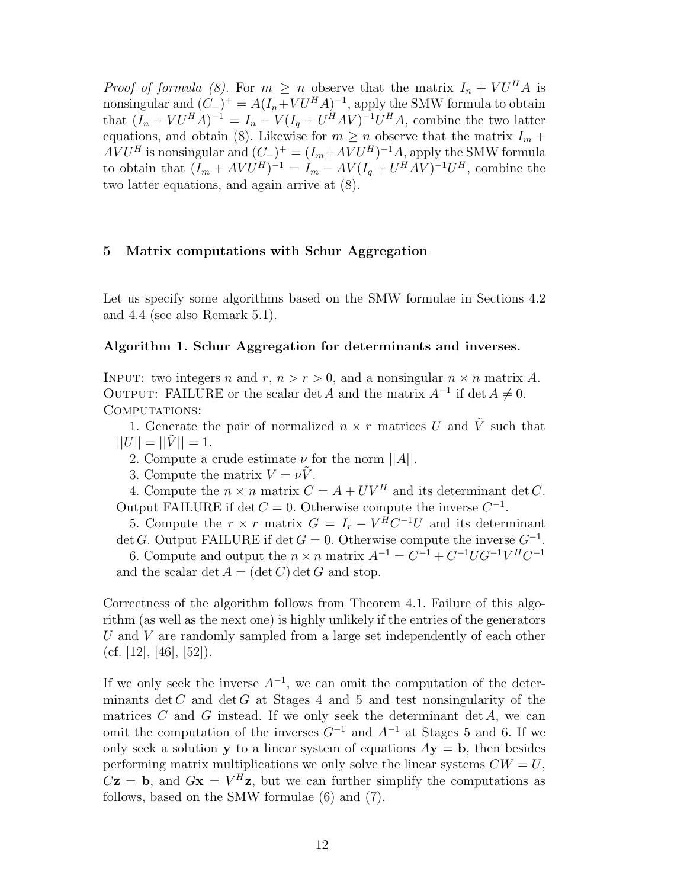*Proof of formula (8).* For $m \geq n$ observe that the matrix $I_n + VU^HA$ is nonsingular and $(C_-)^+ = A(I_n+VU^HA)^{-1}$, apply the SMW formula to obtain that $(I_n + VU^HA)^{-1} = I_n - V(I_q + U^HAV)^{-1}U^HA$, combine the two latter equations, and obtain (8). Likewise for $m \geq n$ observe that the matrix $I_m + AVU^H$ is nonsingular and $(C_-)^+ = (I_m+AVU^H)^{-1}A$, apply the SMW formula to obtain that $(I_m + AVU^H)^{-1} = I_m - AV(I_q + U^HAV)^{-1}U^H$, combine the two latter equations, and again arrive at (8).

## 5 Matrix computations with Schur Aggregation

Let us specify some algorithms based on the SMW formulae in Sections 4.2 and 4.4 (see also Remark 5.1).

**Algorithm 1. Schur Aggregation for determinants and inverses.**

INPUT: two integers $n$ and $r$, $n > r > 0$, and a nonsingular $n \times n$ matrix $A$.
OUTPUT: FAILURE or the scalar $\det A$ and the matrix $A^{-1}$ if $\det A \neq 0$.
COMPUTATIONS:

1. Generate the pair of normalized $n \times r$ matrices $U$ and $\tilde{V}$ such that $||U|| = ||\tilde{V}|| = 1$.
2. Compute a crude estimate $\nu$ for the norm $||A||$.
3. Compute the matrix $V = \nu\tilde{V}$.
4. Compute the $n \times n$ matrix $C = A + UV^H$ and its determinant $\det C$. Output FAILURE if $\det C = 0$. Otherwise compute the inverse $C^{-1}$.
5. Compute the $r \times r$ matrix $G = I_r - V^HC^{-1}U$ and its determinant $\det G$. Output FAILURE if $\det G = 0$. Otherwise compute the inverse $G^{-1}$.
6. Compute and output the $n \times n$ matrix $A^{-1} = C^{-1} + C^{-1}UG^{-1}V^HC^{-1}$ and the scalar $\det A = (\det C) \det G$ and stop.

Correctness of the algorithm follows from Theorem 4.1. Failure of this algorithm (as well as the next one) is highly unlikely if the entries of the generators $U$ and $V$ are randomly sampled from a large set independently of each other (cf. [12], [46], [52]).

If we only seek the inverse $A^{-1}$, we can omit the computation of the determinants $\det C$ and $\det G$ at Stages 4 and 5 and test nonsingularity of the matrices $C$ and $G$ instead. If we only seek the determinant $\det A$, we can omit the computation of the inverses $G^{-1}$ and $A^{-1}$ at Stages 5 and 6. If we only seek a solution $\mathbf{y}$ to a linear system of equations $A\mathbf{y} = \mathbf{b}$, then besides performing matrix multiplications we only solve the linear systems $CW = U$, $C\mathbf{z} = \mathbf{b}$, and $G\mathbf{x} = V^H\mathbf{z}$, but we can further simplify the computations as follows, based on the SMW formulae (6) and (7).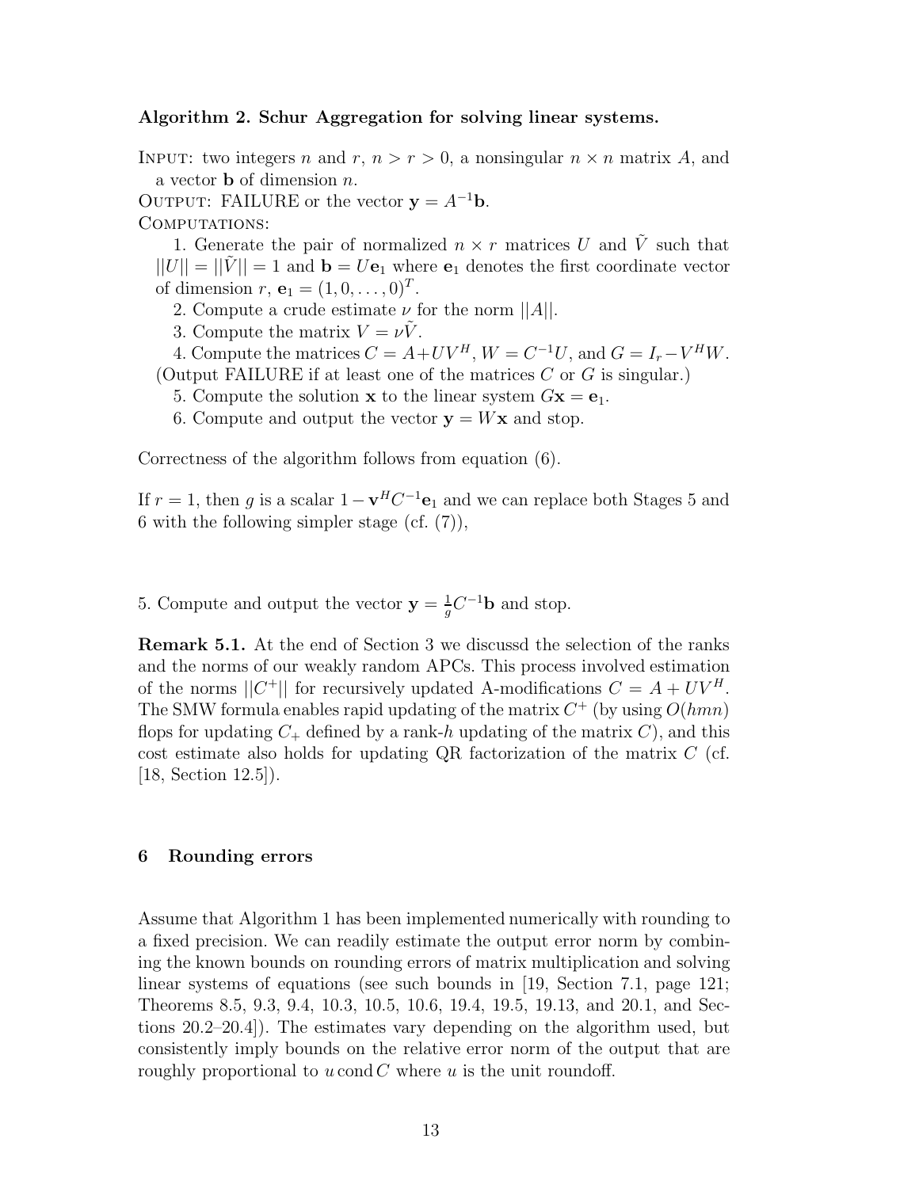**Algorithm 2. Schur Aggregation for solving linear systems.**

Input: two integers $n$ and $r$, $n > r > 0$, a nonsingular $n \times n$ matrix $A$, and a vector $\mathbf{b}$ of dimension $n$.

Output: FAILURE or the vector $\mathbf{y} = A^{-1}\mathbf{b}$.

Computations:

1. Generate the pair of normalized $n \times r$ matrices $U$ and $\tilde{V}$ such that $||U|| = ||\tilde{V}|| = 1$ and $\mathbf{b} = U\mathbf{e}_1$ where $\mathbf{e}_1$ denotes the first coordinate vector of dimension $r$, $\mathbf{e}_1 = (1, 0, \dots, 0)^T$.
2. Compute a crude estimate $\nu$ for the norm $||A||$.
3. Compute the matrix $V = \nu\tilde{V}$.
4. Compute the matrices $C = A + UV^H$, $W = C^{-1}U$, and $G = I_r - V^H W$. (Output FAILURE if at least one of the matrices $C$ or $G$ is singular.)
5. Compute the solution $\mathbf{x}$ to the linear system $G\mathbf{x} = \mathbf{e}_1$.
6. Compute and output the vector $\mathbf{y} = W\mathbf{x}$ and stop.

Correctness of the algorithm follows from equation (6).

If $r = 1$, then $g$ is a scalar $1 - \mathbf{v}^H C^{-1}\mathbf{e}_1$ and we can replace both Stages 5 and 6 with the following simpler stage (cf. (7)),

5. Compute and output the vector $\mathbf{y} = \frac{1}{g}C^{-1}\mathbf{b}$ and stop.

**Remark 5.1.** At the end of Section 3 we discussd the selection of the ranks and the norms of our weakly random APCs. This process involved estimation of the norms $||C^{+}||$ for recursively updated A-modifications $C = A + UV^H$. The SMW formula enables rapid updating of the matrix $C^{+}$ (by using $O(hmn)$ flops for updating $C_{+}$ defined by a rank-$h$ updating of the matrix $C$), and this cost estimate also holds for updating QR factorization of the matrix $C$ (cf. [18, Section 12.5]).

## 6 Rounding errors

Assume that Algorithm 1 has been implemented numerically with rounding to a fixed precision. We can readily estimate the output error norm by combining the known bounds on rounding errors of matrix multiplication and solving linear systems of equations (see such bounds in [19, Section 7.1, page 121; Theorems 8.5, 9.3, 9.4, 10.3, 10.5, 10.6, 19.4, 19.5, 19.13, and 20.1, and Sections 20.2–20.4]). The estimates vary depending on the algorithm used, but consistently imply bounds on the relative error norm of the output that are roughly proportional to $u \operatorname{cond} C$ where $u$ is the unit roundoff.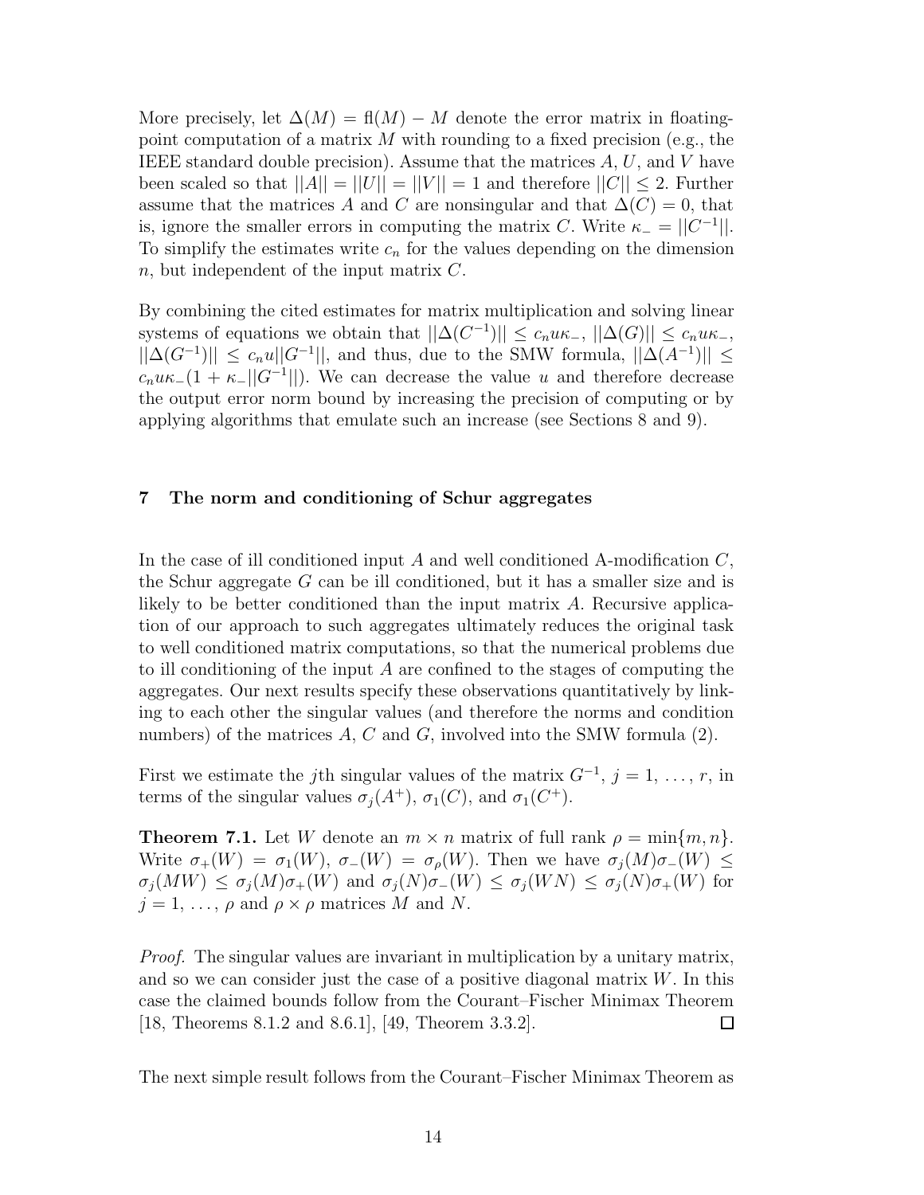More precisely, let $\Delta(M) = \mathrm{fl}(M) - M$ denote the error matrix in floating-point computation of a matrix $M$ with rounding to a fixed precision (e.g., the IEEE standard double precision). Assume that the matrices $A$, $U$, and $V$ have been scaled so that $||A|| = ||U|| = ||V|| = 1$ and therefore $||C|| \leq 2$. Further assume that the matrices $A$ and $C$ are nonsingular and that $\Delta(C) = 0$, that is, ignore the smaller errors in computing the matrix $C$. Write $\kappa_- = ||C^{-1}||$. To simplify the estimates write $c_n$ for the values depending on the dimension $n$, but independent of the input matrix $C$.

By combining the cited estimates for matrix multiplication and solving linear systems of equations we obtain that $||\Delta(C^{-1})|| \leq c_n u \kappa_-$, $||\Delta(G)|| \leq c_n u \kappa_-$, $||\Delta(G^{-1})|| \leq c_n u ||G^{-1}||$, and thus, due to the SMW formula, $||\Delta(A^{-1})|| \leq c_n u \kappa_-(1 + \kappa_- ||G^{-1}||)$. We can decrease the value $u$ and therefore decrease the output error norm bound by increasing the precision of computing or by applying algorithms that emulate such an increase (see Sections 8 and 9).

## 7 The norm and conditioning of Schur aggregates

In the case of ill conditioned input $A$ and well conditioned A-modification $C$, the Schur aggregate $G$ can be ill conditioned, but it has a smaller size and is likely to be better conditioned than the input matrix $A$. Recursive application of our approach to such aggregates ultimately reduces the original task to well conditioned matrix computations, so that the numerical problems due to ill conditioning of the input $A$ are confined to the stages of computing the aggregates. Our next results specify these observations quantitatively by linking to each other the singular values (and therefore the norms and condition numbers) of the matrices $A$, $C$ and $G$, involved into the SMW formula (2).

First we estimate the $j$th singular values of the matrix $G^{-1}$, $j = 1, \ldots, r$, in terms of the singular values $\sigma_j(A^+)$, $\sigma_1(C)$, and $\sigma_1(C^+)$.

**Theorem 7.1.** Let $W$ denote an $m \times n$ matrix of full rank $\rho = \min\{m, n\}$. Write $\sigma_+(W) = \sigma_1(W)$, $\sigma_-(W) = \sigma_\rho(W)$. Then we have $\sigma_j(M)\sigma_-(W) \leq \sigma_j(MW) \leq \sigma_j(M)\sigma_+(W)$ and $\sigma_j(N)\sigma_-(W) \leq \sigma_j(WN) \leq \sigma_j(N)\sigma_+(W)$ for $j = 1, \ldots, \rho$ and $\rho \times \rho$ matrices $M$ and $N$.

*Proof.* The singular values are invariant in multiplication by a unitary matrix, and so we can consider just the case of a positive diagonal matrix $W$. In this case the claimed bounds follow from the Courant–Fischer Minimax Theorem [18, Theorems 8.1.2 and 8.6.1], [49, Theorem 3.3.2]. □

The next simple result follows from the Courant–Fischer Minimax Theorem as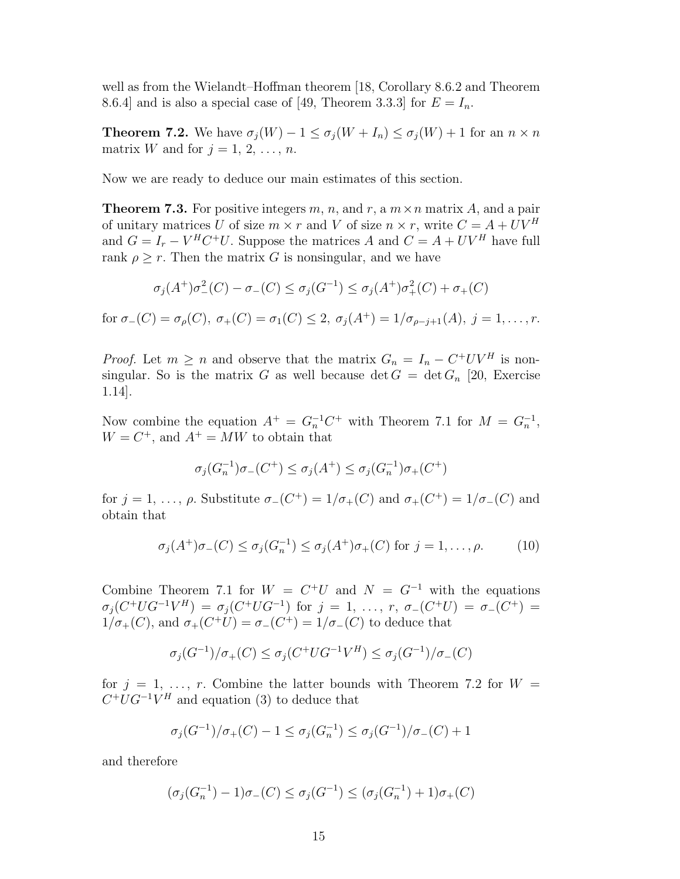well as from the Wielandt–Hoffman theorem [18, Corollary 8.6.2 and Theorem 8.6.4] and is also a special case of [49, Theorem 3.3.3] for $E = I_n$.

**Theorem 7.2.** We have $\sigma_j(W) - 1 \leq \sigma_j(W + I_n) \leq \sigma_j(W) + 1$ for an $n \times n$ matrix $W$ and for $j = 1, 2, \ldots, n$.

Now we are ready to deduce our main estimates of this section.

**Theorem 7.3.** For positive integers $m$, $n$, and $r$, a $m \times n$ matrix $A$, and a pair of unitary matrices $U$ of size $m \times r$ and $V$ of size $n \times r$, write $C = A + UV^H$ and $G = I_r - V^H C^+ U$. Suppose the matrices $A$ and $C = A + UV^H$ have full rank $\rho \geq r$. Then the matrix $G$ is nonsingular, and we have

$$\sigma_j(A^+)\sigma_-^2(C) - \sigma_-(C) \leq \sigma_j(G^{-1}) \leq \sigma_j(A^+)\sigma_+^2(C) + \sigma_+(C)$$

for $\sigma_-(C) = \sigma_\rho(C)$, $\sigma_+(C) = \sigma_1(C) \leq 2$, $\sigma_j(A^+) = 1/\sigma_{\rho-j+1}(A)$, $j = 1, \ldots, r$.

*Proof.* Let $m \geq n$ and observe that the matrix $G_n = I_n - C^+UV^H$ is nonsingular. So is the matrix $G$ as well because $\det G = \det G_n$ [20, Exercise 1.14].

Now combine the equation $A^+ = G_n^{-1}C^+$ with Theorem 7.1 for $M = G_n^{-1}$, $W = C^+$, and $A^+ = MW$ to obtain that

$$\sigma_j(G_n^{-1})\sigma_-(C^+) \leq \sigma_j(A^+) \leq \sigma_j(G_n^{-1})\sigma_+(C^+)$$

for $j = 1, \ldots, \rho$. Substitute $\sigma_-(C^+) = 1/\sigma_+(C)$ and $\sigma_+(C^+) = 1/\sigma_-(C)$ and obtain that

$$\sigma_j(A^+)\sigma_-(C) \leq \sigma_j(G_n^{-1}) \leq \sigma_j(A^+)\sigma_+(C) \text{ for } j = 1, \ldots, \rho. \tag{10}$$

Combine Theorem 7.1 for $W = C^+U$ and $N = G^{-1}$ with the equations $\sigma_j(C^+UG^{-1}V^H) = \sigma_j(C^+UG^{-1})$ for $j = 1, \ldots, r$, $\sigma_-(C^+U) = \sigma_-(C^+) = 1/\sigma_+(C)$, and $\sigma_+(C^+U) = \sigma_-(C^+) = 1/\sigma_-(C)$ to deduce that

$$\sigma_j(G^{-1})/\sigma_+(C) \leq \sigma_j(C^+UG^{-1}V^H) \leq \sigma_j(G^{-1})/\sigma_-(C)$$

for $j = 1, \ldots, r$. Combine the latter bounds with Theorem 7.2 for $W = C^+UG^{-1}V^H$ and equation (3) to deduce that

$$\sigma_j(G^{-1})/\sigma_+(C) - 1 \leq \sigma_j(G_n^{-1}) \leq \sigma_j(G^{-1})/\sigma_-(C) + 1$$

and therefore

$$(\sigma_j(G_n^{-1}) - 1)\sigma_-(C) \leq \sigma_j(G^{-1}) \leq (\sigma_j(G_n^{-1}) + 1)\sigma_+(C)$$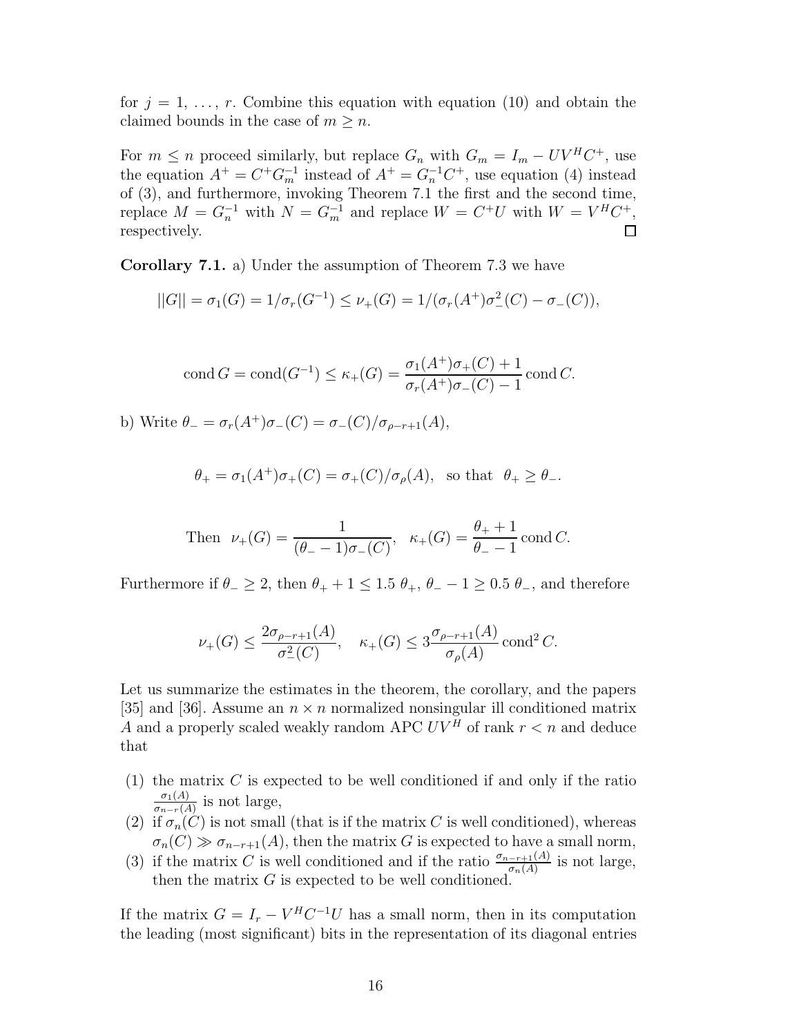for $j = 1, \ldots, r$. Combine this equation with equation (10) and obtain the claimed bounds in the case of $m \geq n$.

For $m \leq n$ proceed similarly, but replace $G_n$ with $G_m = I_m - UV^HC^+$, use the equation $A^+ = C^+G_m^{-1}$ instead of $A^+ = G_n^{-1}C^+$, use equation (4) instead of (3), and furthermore, invoking Theorem 7.1 the first and the second time, replace $M = G_n^{-1}$ with $N = G_m^{-1}$ and replace $W = C^+U$ with $W = V^HC^+$, respectively. $\square$

**Corollary 7.1.** a) Under the assumption of Theorem 7.3 we have

$$||G|| = \sigma_1(G) = 1/\sigma_r(G^{-1}) \leq \nu_+(G) = 1/(\sigma_r(A^+)\sigma_-^2(C) - \sigma_-(C)),$$

$$\operatorname{cond} G = \operatorname{cond}(G^{-1}) \leq \kappa_+(G) = \frac{\sigma_1(A^+)\sigma_+(C) + 1}{\sigma_r(A^+)\sigma_-(C) - 1} \operatorname{cond} C.$$

b) Write $\theta_- = \sigma_r(A^+)\sigma_-(C) = \sigma_-(C)/\sigma_{\rho-r+1}(A)$,

$$\theta_+ = \sigma_1(A^+)\sigma_+(C) = \sigma_+(C)/\sigma_\rho(A), \text{ so that } \theta_+ \geq \theta_-.$$

$$\text{Then } \nu_+(G) = \frac{1}{(\theta_- - 1)\sigma_-(C)}, \quad \kappa_+(G) = \frac{\theta_+ + 1}{\theta_- - 1} \operatorname{cond} C.$$

Furthermore if $\theta_- \geq 2$, then $\theta_+ + 1 \leq 1.5\ \theta_+$, $\theta_- - 1 \geq 0.5\ \theta_-$, and therefore

$$\nu_+(G) \leq \frac{2\sigma_{\rho-r+1}(A)}{\sigma_-^2(C)}, \quad \kappa_+(G) \leq 3\frac{\sigma_{\rho-r+1}(A)}{\sigma_\rho(A)} \operatorname{cond}^2 C.$$

Let us summarize the estimates in the theorem, the corollary, and the papers [35] and [36]. Assume an $n \times n$ normalized nonsingular ill conditioned matrix $A$ and a properly scaled weakly random APC $UV^H$ of rank $r < n$ and deduce that

(1) the matrix $C$ is expected to be well conditioned if and only if the ratio $\frac{\sigma_1(A)}{\sigma_{n-r}(A)}$ is not large,
(2) if $\sigma_n(C)$ is not small (that is if the matrix $C$ is well conditioned), whereas $\sigma_n(C) \gg \sigma_{n-r+1}(A)$, then the matrix $G$ is expected to have a small norm,
(3) if the matrix $C$ is well conditioned and if the ratio $\frac{\sigma_{n-r+1}(A)}{\sigma_n(A)}$ is not large, then the matrix $G$ is expected to be well conditioned.

If the matrix $G = I_r - V^HC^{-1}U$ has a small norm, then in its computation the leading (most significant) bits in the representation of its diagonal entries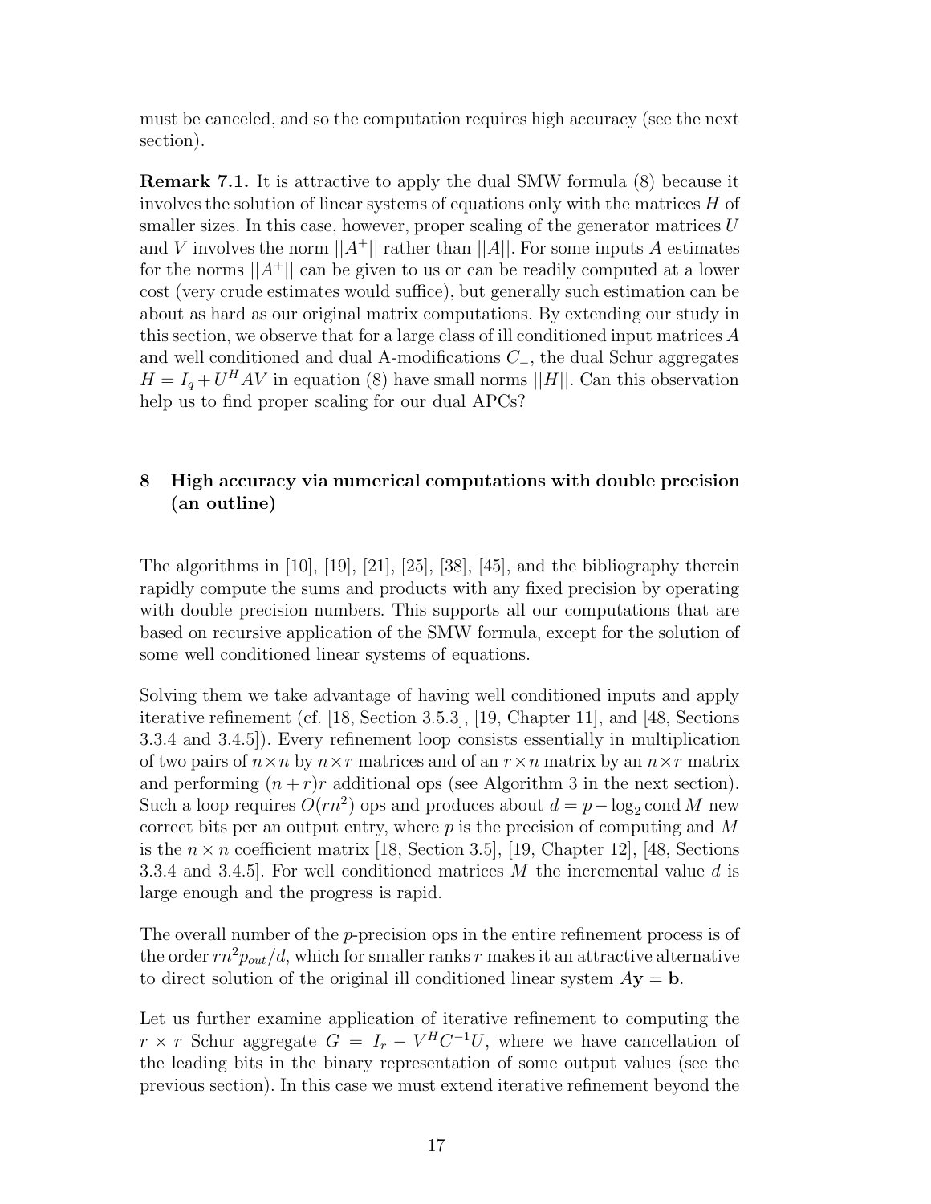must be canceled, and so the computation requires high accuracy (see the next section).

**Remark 7.1.** It is attractive to apply the dual SMW formula (8) because it involves the solution of linear systems of equations only with the matrices $H$ of smaller sizes. In this case, however, proper scaling of the generator matrices $U$ and $V$ involves the norm $||A^+||$ rather than $||A||$. For some inputs $A$ estimates for the norms $||A^+||$ can be given to us or can be readily computed at a lower cost (very crude estimates would suffice), but generally such estimation can be about as hard as our original matrix computations. By extending our study in this section, we observe that for a large class of ill conditioned input matrices $A$ and well conditioned and dual A-modifications $C_-$, the dual Schur aggregates $H = I_q + U^H AV$ in equation (8) have small norms $||H||$. Can this observation help us to find proper scaling for our dual APCs?

## 8 High accuracy via numerical computations with double precision (an outline)

The algorithms in [10], [19], [21], [25], [38], [45], and the bibliography therein rapidly compute the sums and products with any fixed precision by operating with double precision numbers. This supports all our computations that are based on recursive application of the SMW formula, except for the solution of some well conditioned linear systems of equations.

Solving them we take advantage of having well conditioned inputs and apply iterative refinement (cf. [18, Section 3.5.3], [19, Chapter 11], and [48, Sections 3.3.4 and 3.4.5]). Every refinement loop consists essentially in multiplication of two pairs of $n \times n$ by $n \times r$ matrices and of an $r \times n$ matrix by an $n \times r$ matrix and performing $(n + r)r$ additional ops (see Algorithm 3 in the next section). Such a loop requires $O(rn^2)$ ops and produces about $d = p - \log_2 \operatorname{cond} M$ new correct bits per an output entry, where $p$ is the precision of computing and $M$ is the $n \times n$ coefficient matrix [18, Section 3.5], [19, Chapter 12], [48, Sections 3.3.4 and 3.4.5]. For well conditioned matrices $M$ the incremental value $d$ is large enough and the progress is rapid.

The overall number of the $p$-precision ops in the entire refinement process is of the order $rn^2 p_{out}/d$, which for smaller ranks $r$ makes it an attractive alternative to direct solution of the original ill conditioned linear system $A\mathbf{y} = \mathbf{b}$.

Let us further examine application of iterative refinement to computing the $r \times r$ Schur aggregate $G = I_r - V^H C^{-1} U$, where we have cancellation of the leading bits in the binary representation of some output values (see the previous section). In this case we must extend iterative refinement beyond the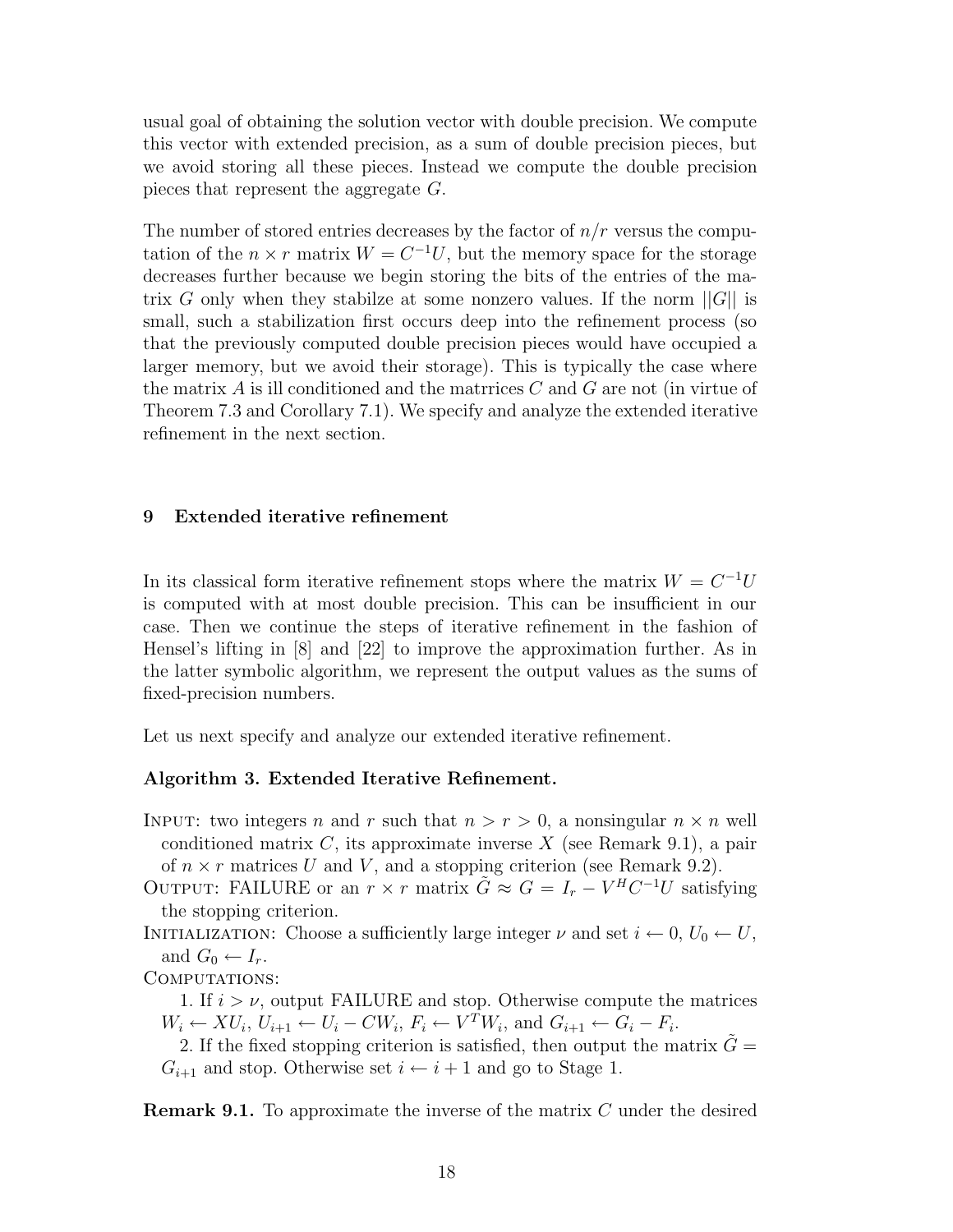usual goal of obtaining the solution vector with double precision. We compute this vector with extended precision, as a sum of double precision pieces, but we avoid storing all these pieces. Instead we compute the double precision pieces that represent the aggregate $G$.

The number of stored entries decreases by the factor of $n/r$ versus the computation of the $n \times r$ matrix $W = C^{-1}U$, but the memory space for the storage decreases further because we begin storing the bits of the entries of the matrix $G$ only when they stabilze at some nonzero values. If the norm $||G||$ is small, such a stabilization first occurs deep into the refinement process (so that the previously computed double precision pieces would have occupied a larger memory, but we avoid their storage). This is typically the case where the matrix $A$ is ill conditioned and the matrrices $C$ and $G$ are not (in virtue of Theorem 7.3 and Corollary 7.1). We specify and analyze the extended iterative refinement in the next section.

## 9 Extended iterative refinement

In its classical form iterative refinement stops where the matrix $W = C^{-1}U$ is computed with at most double precision. This can be insufficient in our case. Then we continue the steps of iterative refinement in the fashion of Hensel's lifting in [8] and [22] to improve the approximation further. As in the latter symbolic algorithm, we represent the output values as the sums of fixed-precision numbers.

Let us next specify and analyze our extended iterative refinement.

**Algorithm 3. Extended Iterative Refinement.**

INPUT: two integers $n$ and $r$ such that $n > r > 0$, a nonsingular $n \times n$ well conditioned matrix $C$, its approximate inverse $X$ (see Remark 9.1), a pair of $n \times r$ matrices $U$ and $V$, and a stopping criterion (see Remark 9.2).

OUTPUT: FAILURE or an $r \times r$ matrix $\tilde{G} \approx G = I_r - V^H C^{-1} U$ satisfying the stopping criterion.

INITIALIZATION: Choose a sufficiently large integer $\nu$ and set $i \leftarrow 0$, $U_0 \leftarrow U$, and $G_0 \leftarrow I_r$.

COMPUTATIONS:

1. If $i > \nu$, output FAILURE and stop. Otherwise compute the matrices $W_i \leftarrow XU_i$, $U_{i+1} \leftarrow U_i - CW_i$, $F_i \leftarrow V^T W_i$, and $G_{i+1} \leftarrow G_i - F_i$.

2. If the fixed stopping criterion is satisfied, then output the matrix $\tilde{G} = G_{i+1}$ and stop. Otherwise set $i \leftarrow i + 1$ and go to Stage 1.

**Remark 9.1.** To approximate the inverse of the matrix $C$ under the desired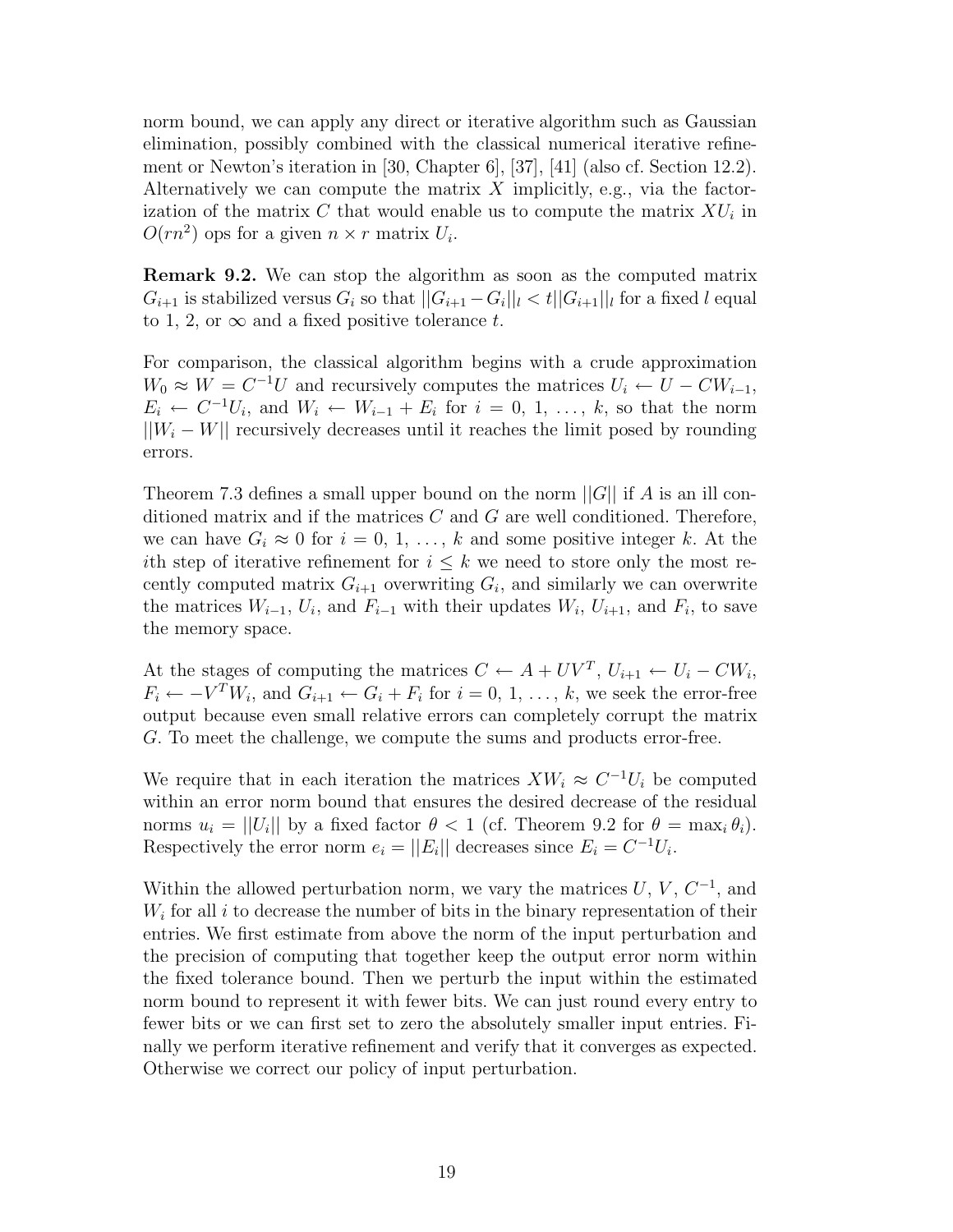norm bound, we can apply any direct or iterative algorithm such as Gaussian elimination, possibly combined with the classical numerical iterative refinement or Newton's iteration in [30, Chapter 6], [37], [41] (also cf. Section 12.2). Alternatively we can compute the matrix $X$ implicitly, e.g., via the factorization of the matrix $C$ that would enable us to compute the matrix $XU_i$ in $O(rn^2)$ ops for a given $n \times r$ matrix $U_i$.

**Remark 9.2.** We can stop the algorithm as soon as the computed matrix $G_{i+1}$ is stabilized versus $G_i$ so that $||G_{i+1} - G_i||_l < t||G_{i+1}||_l$ for a fixed $l$ equal to 1, 2, or $\infty$ and a fixed positive tolerance $t$.

For comparison, the classical algorithm begins with a crude approximation $W_0 \approx W = C^{-1}U$ and recursively computes the matrices $U_i \leftarrow U - CW_{i-1}$, $E_i \leftarrow C^{-1}U_i$, and $W_i \leftarrow W_{i-1} + E_i$ for $i = 0, 1, \ldots, k$, so that the norm $||W_i - W||$ recursively decreases until it reaches the limit posed by rounding errors.

Theorem 7.3 defines a small upper bound on the norm $||G||$ if $A$ is an ill conditioned matrix and if the matrices $C$ and $G$ are well conditioned. Therefore, we can have $G_i \approx 0$ for $i = 0, 1, \ldots, k$ and some positive integer $k$. At the $i$th step of iterative refinement for $i \leq k$ we need to store only the most recently computed matrix $G_{i+1}$ overwriting $G_i$, and similarly we can overwrite the matrices $W_{i-1}$, $U_i$, and $F_{i-1}$ with their updates $W_i$, $U_{i+1}$, and $F_i$, to save the memory space.

At the stages of computing the matrices $C \leftarrow A + UV^T$, $U_{i+1} \leftarrow U_i - CW_i$, $F_i \leftarrow -V^TW_i$, and $G_{i+1} \leftarrow G_i + F_i$ for $i = 0, 1, \ldots, k$, we seek the error-free output because even small relative errors can completely corrupt the matrix $G$. To meet the challenge, we compute the sums and products error-free.

We require that in each iteration the matrices $XW_i \approx C^{-1}U_i$ be computed within an error norm bound that ensures the desired decrease of the residual norms $u_i = ||U_i||$ by a fixed factor $\theta < 1$ (cf. Theorem 9.2 for $\theta = \max_i \theta_i$). Respectively the error norm $e_i = ||E_i||$ decreases since $E_i = C^{-1}U_i$.

Within the allowed perturbation norm, we vary the matrices $U$, $V$, $C^{-1}$, and $W_i$ for all $i$ to decrease the number of bits in the binary representation of their entries. We first estimate from above the norm of the input perturbation and the precision of computing that together keep the output error norm within the fixed tolerance bound. Then we perturb the input within the estimated norm bound to represent it with fewer bits. We can just round every entry to fewer bits or we can first set to zero the absolutely smaller input entries. Finally we perform iterative refinement and verify that it converges as expected. Otherwise we correct our policy of input perturbation.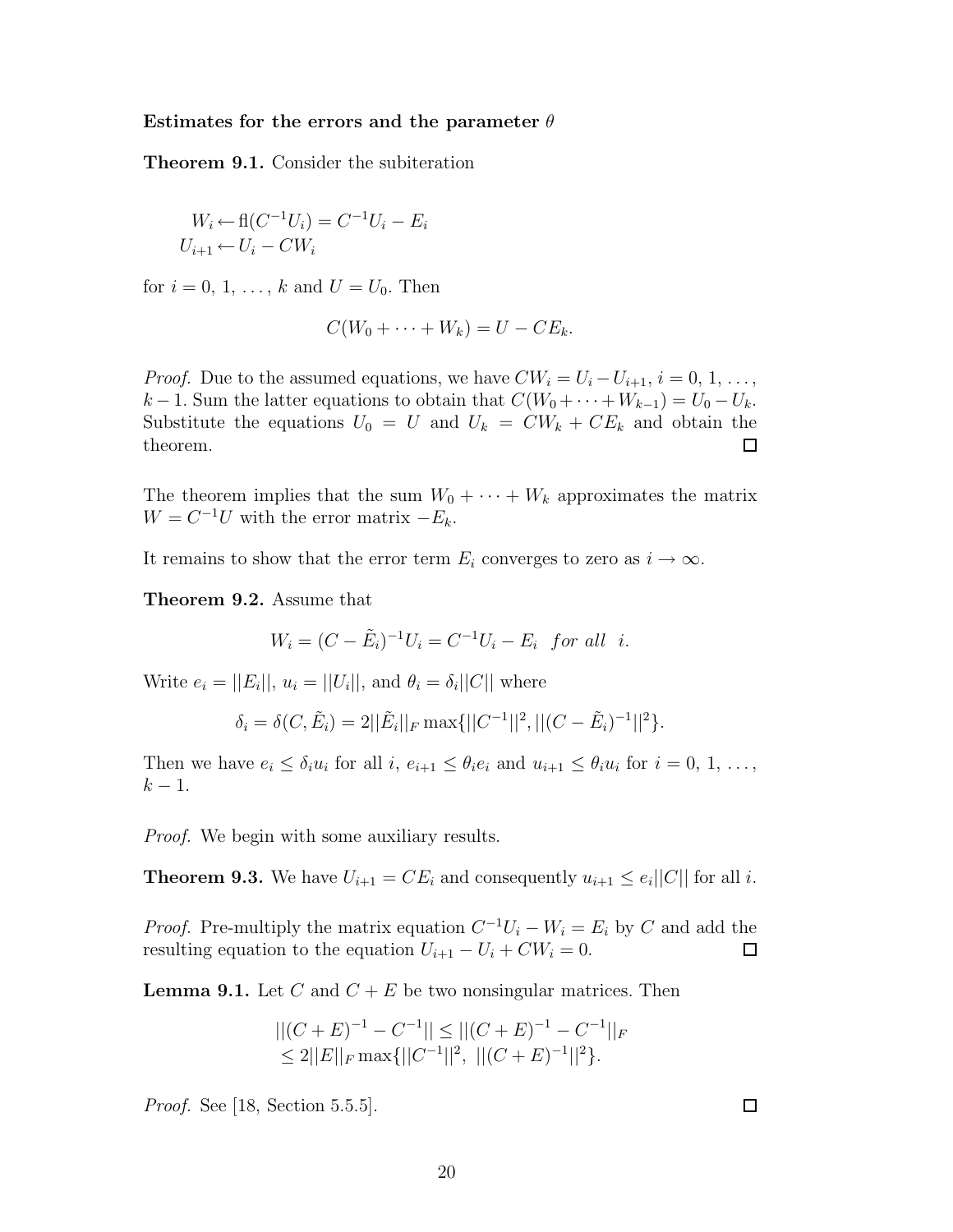**Estimates for the errors and the parameter $\theta$**

**Theorem 9.1.** Consider the subiteration

$$W_i \leftarrow \text{fl}(C^{-1}U_i) = C^{-1}U_i - E_i$$
$$U_{i+1} \leftarrow U_i - CW_i$$

for $i = 0, 1, \ldots, k$ and $U = U_0$. Then

$$C(W_0 + \cdots + W_k) = U - CE_k.$$

*Proof.* Due to the assumed equations, we have $CW_i = U_i - U_{i+1}$, $i = 0, 1, \ldots, k-1$. Sum the latter equations to obtain that $C(W_0 + \cdots + W_{k-1}) = U_0 - U_k$. Substitute the equations $U_0 = U$ and $U_k = CW_k + CE_k$ and obtain the theorem. □

The theorem implies that the sum $W_0 + \cdots + W_k$ approximates the matrix $W = C^{-1}U$ with the error matrix $-E_k$.

It remains to show that the error term $E_i$ converges to zero as $i \to \infty$.

**Theorem 9.2.** Assume that

$$W_i = (C - \tilde{E}_i)^{-1}U_i = C^{-1}U_i - E_i \quad \textit{for all} \quad i.$$

Write $e_i = ||E_i||$, $u_i = ||U_i||$, and $\theta_i = \delta_i ||C||$ where

$$\delta_i = \delta(C, \tilde{E}_i) = 2||\tilde{E}_i||_F \max\{||C^{-1}||^2, ||(C - \tilde{E}_i)^{-1}||^2\}.$$

Then we have $e_i \leq \delta_i u_i$ for all $i$, $e_{i+1} \leq \theta_i e_i$ and $u_{i+1} \leq \theta_i u_i$ for $i = 0, 1, \ldots, k-1$.

*Proof.* We begin with some auxiliary results.

**Theorem 9.3.** We have $U_{i+1} = CE_i$ and consequently $u_{i+1} \leq e_i ||C||$ for all $i$.

*Proof.* Pre-multiply the matrix equation $C^{-1}U_i - W_i = E_i$ by $C$ and add the resulting equation to the equation $U_{i+1} - U_i + CW_i = 0$. □

**Lemma 9.1.** Let $C$ and $C + E$ be two nonsingular matrices. Then

$$||(C + E)^{-1} - C^{-1}|| \leq ||(C + E)^{-1} - C^{-1}||_F$$
$$\leq 2||E||_F \max\{||C^{-1}||^2, \ ||(C + E)^{-1}||^2\}.$$

*Proof.* See [18, Section 5.5.5]. □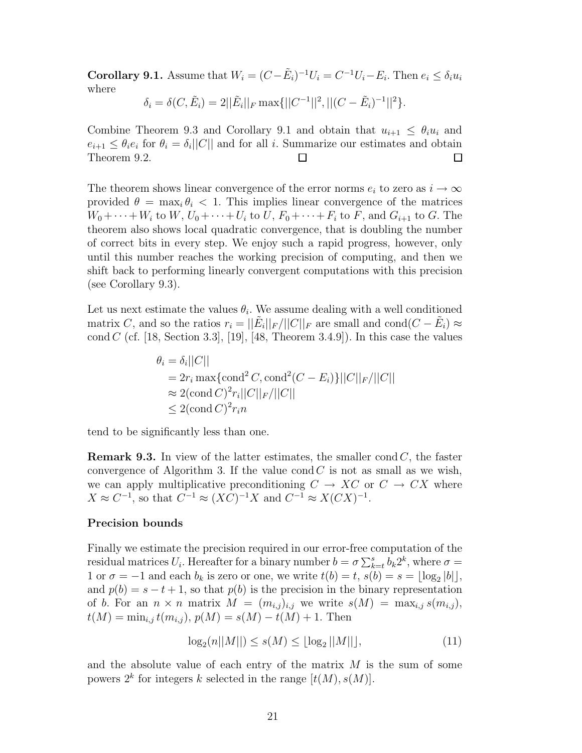**Corollary 9.1.** Assume that $W_i = (C-\tilde{E}_i)^{-1}U_i = C^{-1}U_i - E_i$. Then $e_i \leq \delta_i u_i$ where

$$\delta_i = \delta(C, \tilde{E}_i) = 2||\tilde{E}_i||_F \max\{||C^{-1}||^2, ||(C-\tilde{E}_i)^{-1}||^2\}.$$

Combine Theorem 9.3 and Corollary 9.1 and obtain that $u_{i+1} \leq \theta_i u_i$ and $e_{i+1} \leq \theta_i e_i$ for $\theta_i = \delta_i ||C||$ and for all $i$. Summarize our estimates and obtain Theorem 9.2. □ □

The theorem shows linear convergence of the error norms $e_i$ to zero as $i \to \infty$ provided $\theta = \max_i \theta_i < 1$. This implies linear convergence of the matrices $W_0 + \cdots + W_i$ to $W$, $U_0 + \cdots + U_i$ to $U$, $F_0 + \cdots + F_i$ to $F$, and $G_{i+1}$ to $G$. The theorem also shows local quadratic convergence, that is doubling the number of correct bits in every step. We enjoy such a rapid progress, however, only until this number reaches the working precision of computing, and then we shift back to performing linearly convergent computations with this precision (see Corollary 9.3).

Let us next estimate the values $\theta_i$. We assume dealing with a well conditioned matrix $C$, and so the ratios $r_i = ||\tilde{E}_i||_F/||C||_F$ are small and $\operatorname{cond}(C-\tilde{E}_i) \approx \operatorname{cond} C$ (cf. [18, Section 3.3], [19], [48, Theorem 3.4.9]). In this case the values

$$\begin{aligned}
\theta_i &= \delta_i ||C|| \\
&= 2r_i \max\{\operatorname{cond}^2 C, \operatorname{cond}^2(C-E_i)\}||C||_F/||C|| \\
&\approx 2(\operatorname{cond} C)^2 r_i ||C||_F/||C|| \\
&\leq 2(\operatorname{cond} C)^2 r_i n
\end{aligned}$$

tend to be significantly less than one.

**Remark 9.3.** In view of the latter estimates, the smaller $\operatorname{cond} C$, the faster convergence of Algorithm 3. If the value $\operatorname{cond} C$ is not as small as we wish, we can apply multiplicative preconditioning $C \to XC$ or $C \to CX$ where $X \approx C^{-1}$, so that $C^{-1} \approx (XC)^{-1}X$ and $C^{-1} \approx X(CX)^{-1}$.

**Precision bounds**

Finally we estimate the precision required in our error-free computation of the residual matrices $U_i$. Hereafter for a binary number $b = \sigma \sum_{k=t}^{s} b_k 2^k$, where $\sigma = 1$ or $\sigma = -1$ and each $b_k$ is zero or one, we write $t(b) = t$, $s(b) = s = \lfloor \log_2 |b| \rfloor$, and $p(b) = s - t + 1$, so that $p(b)$ is the precision in the binary representation of $b$. For an $n \times n$ matrix $M = (m_{i,j})_{i,j}$ we write $s(M) = \max_{i,j} s(m_{i,j})$, $t(M) = \min_{i,j} t(m_{i,j})$, $p(M) = s(M) - t(M) + 1$. Then

$$\log_2(n||M||) \leq s(M) \leq \lfloor \log_2 ||M|| \rfloor, \tag{11}$$

and the absolute value of each entry of the matrix $M$ is the sum of some powers $2^k$ for integers $k$ selected in the range $[t(M), s(M)]$.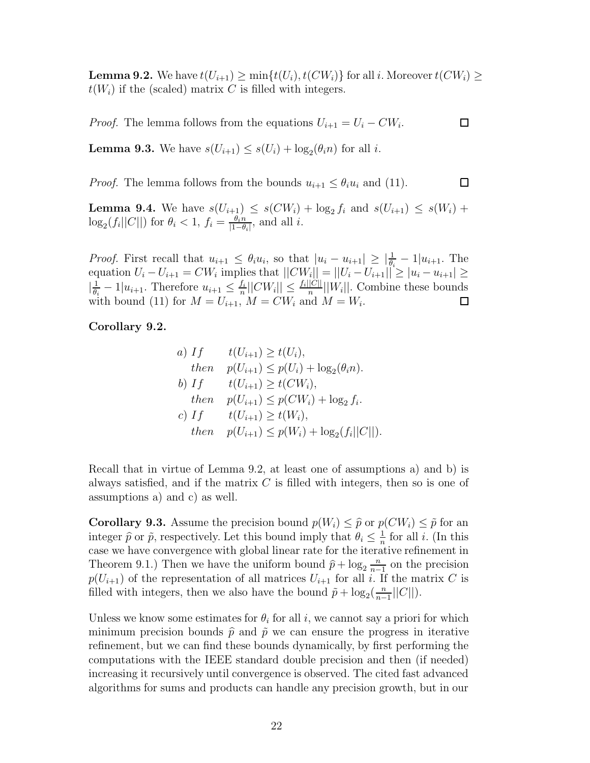**Lemma 9.2.** We have $t(U_{i+1}) \geq \min\{t(U_i), t(CW_i)\}$ for all $i$. Moreover $t(CW_i) \geq t(W_i)$ if the (scaled) matrix $C$ is filled with integers.

*Proof.* The lemma follows from the equations $U_{i+1} = U_i - CW_i$. $\square$

**Lemma 9.3.** We have $s(U_{i+1}) \leq s(U_i) + \log_2(\theta_i n)$ for all $i$.

*Proof.* The lemma follows from the bounds $u_{i+1} \leq \theta_i u_i$ and (11). $\square$

**Lemma 9.4.** We have $s(U_{i+1}) \leq s(CW_i) + \log_2 f_i$ and $s(U_{i+1}) \leq s(W_i) + \log_2(f_i ||C||)$ for $\theta_i < 1$, $f_i = \frac{\theta_i n}{|1-\theta_i|}$, and all $i$.

*Proof.* First recall that $u_{i+1} \leq \theta_i u_i$, so that $|u_i - u_{i+1}| \geq |\frac{1}{\theta_i} - 1| u_{i+1}$. The equation $U_i - U_{i+1} = CW_i$ implies that $||CW_i|| = ||U_i - U_{i+1}|| \geq |u_i - u_{i+1}| \geq |\frac{1}{\theta_i} - 1| u_{i+1}$. Therefore $u_{i+1} \leq \frac{f_i}{n} ||CW_i|| \leq \frac{f_i ||C||}{n} ||W_i||$. Combine these bounds with bound (11) for $M = U_{i+1}$, $M = CW_i$ and $M = W_i$. $\square$

**Corollary 9.2.**

$$
\begin{aligned}
&a)\ If && t(U_{i+1}) \geq t(U_i), \\
&\quad\ then && p(U_{i+1}) \leq p(U_i) + \log_2(\theta_i n). \\
&b)\ If && t(U_{i+1}) \geq t(CW_i), \\
&\quad\ then && p(U_{i+1}) \leq p(CW_i) + \log_2 f_i. \\
&c)\ If && t(U_{i+1}) \geq t(W_i), \\
&\quad\ then && p(U_{i+1}) \leq p(W_i) + \log_2(f_i ||C||).
\end{aligned}
$$

Recall that in virtue of Lemma 9.2, at least one of assumptions a) and b) is always satisfied, and if the matrix $C$ is filled with integers, then so is one of assumptions a) and c) as well.

**Corollary 9.3.** Assume the precision bound $p(W_i) \leq \widehat{p}$ or $p(CW_i) \leq \tilde{p}$ for an integer $\widehat{p}$ or $\tilde{p}$, respectively. Let this bound imply that $\theta_i \leq \frac{1}{n}$ for all $i$. (In this case we have convergence with global linear rate for the iterative refinement in Theorem 9.1.) Then we have the uniform bound $\widehat{p} + \log_2 \frac{n}{n-1}$ on the precision $p(U_{i+1})$ of the representation of all matrices $U_{i+1}$ for all $i$. If the matrix $C$ is filled with integers, then we also have the bound $\tilde{p} + \log_2(\frac{n}{n-1}||C||)$.

Unless we know some estimates for $\theta_i$ for all $i$, we cannot say a priori for which minimum precision bounds $\widehat{p}$ and $\tilde{p}$ we can ensure the progress in iterative refinement, but we can find these bounds dynamically, by first performing the computations with the IEEE standard double precision and then (if needed) increasing it recursively until convergence is observed. The cited fast advanced algorithms for sums and products can handle any precision growth, but in our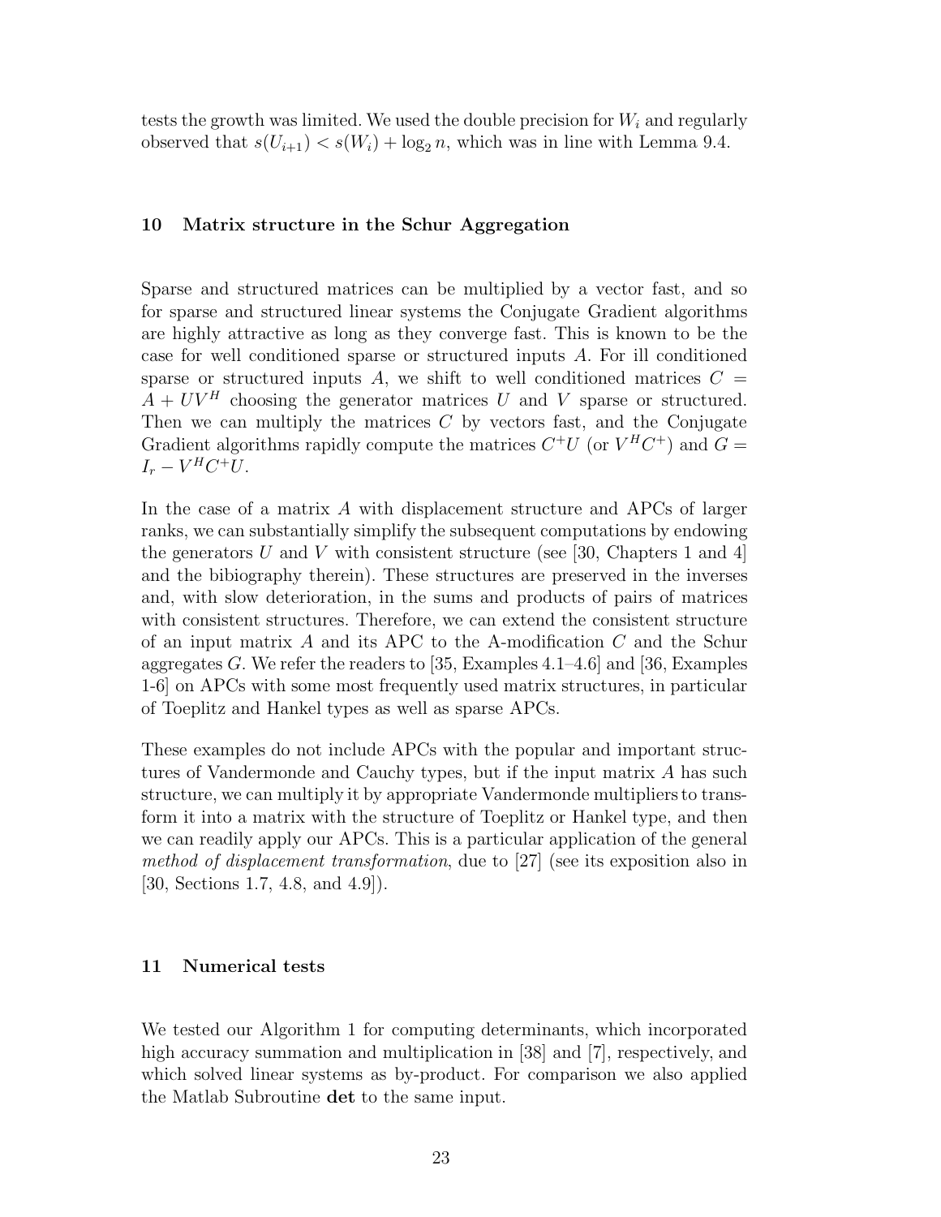tests the growth was limited. We used the double precision for $W_i$ and regularly observed that $s(U_{i+1}) < s(W_i) + \log_2 n$, which was in line with Lemma 9.4.

## 10 Matrix structure in the Schur Aggregation

Sparse and structured matrices can be multiplied by a vector fast, and so for sparse and structured linear systems the Conjugate Gradient algorithms are highly attractive as long as they converge fast. This is known to be the case for well conditioned sparse or structured inputs $A$. For ill conditioned sparse or structured inputs $A$, we shift to well conditioned matrices $C = A + UV^H$ choosing the generator matrices $U$ and $V$ sparse or structured. Then we can multiply the matrices $C$ by vectors fast, and the Conjugate Gradient algorithms rapidly compute the matrices $C^+U$ (or $V^HC^+$) and $G = I_r - V^HC^+U$.

In the case of a matrix $A$ with displacement structure and APCs of larger ranks, we can substantially simplify the subsequent computations by endowing the generators $U$ and $V$ with consistent structure (see [30, Chapters 1 and 4] and the bibiography therein). These structures are preserved in the inverses and, with slow deterioration, in the sums and products of pairs of matrices with consistent structures. Therefore, we can extend the consistent structure of an input matrix $A$ and its APC to the A-modification $C$ and the Schur aggregates $G$. We refer the readers to [35, Examples 4.1–4.6] and [36, Examples 1-6] on APCs with some most frequently used matrix structures, in particular of Toeplitz and Hankel types as well as sparse APCs.

These examples do not include APCs with the popular and important structures of Vandermonde and Cauchy types, but if the input matrix $A$ has such structure, we can multiply it by appropriate Vandermonde multipliers to transform it into a matrix with the structure of Toeplitz or Hankel type, and then we can readily apply our APCs. This is a particular application of the general *method of displacement transformation*, due to [27] (see its exposition also in [30, Sections 1.7, 4.8, and 4.9]).

## 11 Numerical tests

We tested our Algorithm 1 for computing determinants, which incorporated high accuracy summation and multiplication in [38] and [7], respectively, and which solved linear systems as by-product. For comparison we also applied the Matlab Subroutine **det** to the same input.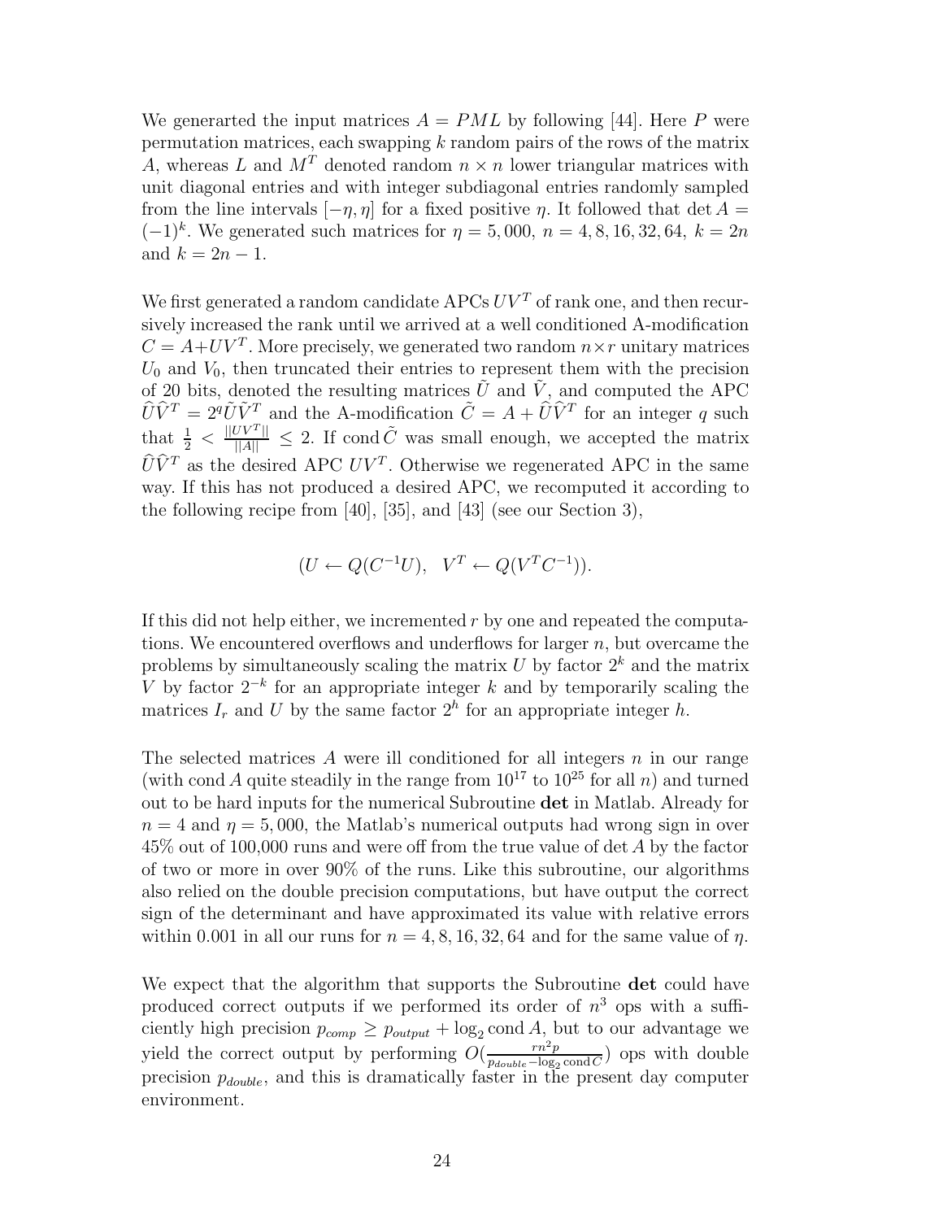We generarted the input matrices $A = PML$ by following [44]. Here $P$ were permutation matrices, each swapping $k$ random pairs of the rows of the matrix $A$, whereas $L$ and $M^T$ denoted random $n \times n$ lower triangular matrices with unit diagonal entries and with integer subdiagonal entries randomly sampled from the line intervals $[-\eta, \eta]$ for a fixed positive $\eta$. It followed that $\det A = (-1)^k$. We generated such matrices for $\eta = 5,000$, $n = 4, 8, 16, 32, 64$, $k = 2n$ and $k = 2n - 1$.

We first generated a random candidate APCs $UV^T$ of rank one, and then recursively increased the rank until we arrived at a well conditioned A-modification $C = A + UV^T$. More precisely, we generated two random $n \times r$ unitary matrices $U_0$ and $V_0$, then truncated their entries to represent them with the precision of 20 bits, denoted the resulting matrices $\tilde{U}$ and $\tilde{V}$, and computed the APC $\widehat{U}\widehat{V}^T = 2^q \tilde{U}\tilde{V}^T$ and the A-modification $\tilde{C} = A + \widehat{U}\widehat{V}^T$ for an integer $q$ such that $\frac{1}{2} < \frac{||UV^T||}{||A||} \leq 2$. If $\operatorname{cond} \tilde{C}$ was small enough, we accepted the matrix $\widehat{U}\widehat{V}^T$ as the desired APC $UV^T$. Otherwise we regenerated APC in the same way. If this has not produced a desired APC, we recomputed it according to the following recipe from [40], [35], and [43] (see our Section 3),

$$(U \leftarrow Q(C^{-1}U), \quad V^T \leftarrow Q(V^T C^{-1})).$$

If this did not help either, we incremented $r$ by one and repeated the computations. We encountered overflows and underflows for larger $n$, but overcame the problems by simultaneously scaling the matrix $U$ by factor $2^k$ and the matrix $V$ by factor $2^{-k}$ for an appropriate integer $k$ and by temporarily scaling the matrices $I_r$ and $U$ by the same factor $2^h$ for an appropriate integer $h$.

The selected matrices $A$ were ill conditioned for all integers $n$ in our range (with $\operatorname{cond} A$ quite steadily in the range from $10^{17}$ to $10^{25}$ for all $n$) and turned out to be hard inputs for the numerical Subroutine **det** in Matlab. Already for $n = 4$ and $\eta = 5,000$, the Matlab's numerical outputs had wrong sign in over 45% out of 100,000 runs and were off from the true value of $\det A$ by the factor of two or more in over 90% of the runs. Like this subroutine, our algorithms also relied on the double precision computations, but have output the correct sign of the determinant and have approximated its value with relative errors within 0.001 in all our runs for $n = 4, 8, 16, 32, 64$ and for the same value of $\eta$.

We expect that the algorithm that supports the Subroutine **det** could have produced correct outputs if we performed its order of $n^3$ ops with a sufficiently high precision $p_{comp} \geq p_{output} + \log_2 \operatorname{cond} A$, but to our advantage we yield the correct output by performing $O(\frac{rn^2 p}{p_{double} - \log_2 \operatorname{cond} C})$ ops with double precision $p_{double}$, and this is dramatically faster in the present day computer environment.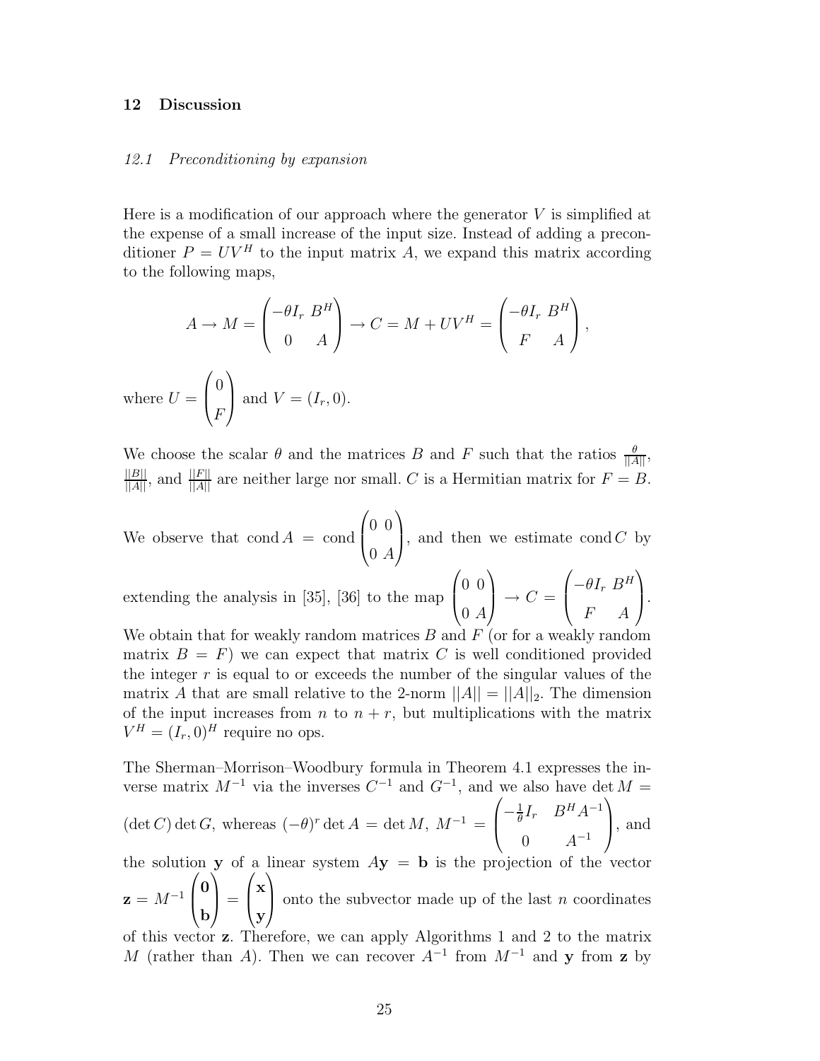## 12 Discussion

### *12.1 Preconditioning by expansion*

Here is a modification of our approach where the generator $V$ is simplified at the expense of a small increase of the input size. Instead of adding a preconditioner $P = UV^H$ to the input matrix $A$, we expand this matrix according to the following maps,

$$A \to M = \begin{pmatrix} -\theta I_r & B^H \\ 0 & A \end{pmatrix} \to C = M + UV^H = \begin{pmatrix} -\theta I_r & B^H \\ F & A \end{pmatrix},$$

where $U = \begin{pmatrix} 0 \\ F \end{pmatrix}$ and $V = (I_r, 0)$.

We choose the scalar $\theta$ and the matrices $B$ and $F$ such that the ratios $\frac{\theta}{||A||}$, $\frac{||B||}{||A||}$, and $\frac{||F||}{||A||}$ are neither large nor small. $C$ is a Hermitian matrix for $F = B$.

We observe that $\operatorname{cond} A = \operatorname{cond} \begin{pmatrix} 0 & 0 \\ 0 & A \end{pmatrix}$, and then we estimate $\operatorname{cond} C$ by extending the analysis in [35], [36] to the map $\begin{pmatrix} 0 & 0 \\ 0 & A \end{pmatrix} \to C = \begin{pmatrix} -\theta I_r & B^H \\ F & A \end{pmatrix}$. We obtain that for weakly random matrices $B$ and $F$ (or for a weakly random matrix $B = F$) we can expect that matrix $C$ is well conditioned provided the integer $r$ is equal to or exceeds the number of the singular values of the matrix $A$ that are small relative to the 2-norm $||A|| = ||A||_2$. The dimension of the input increases from $n$ to $n + r$, but multiplications with the matrix $V^H = (I_r, 0)^H$ require no ops.

The Sherman–Morrison–Woodbury formula in Theorem 4.1 expresses the inverse matrix $M^{-1}$ via the inverses $C^{-1}$ and $G^{-1}$, and we also have $\det M = (\det C) \det G$, whereas $(-\theta)^r \det A = \det M$, $M^{-1} = \begin{pmatrix} -\frac{1}{\theta} I_r & B^H A^{-1} \\ 0 & A^{-1} \end{pmatrix}$, and the solution $\mathbf{y}$ of a linear system $A\mathbf{y} = \mathbf{b}$ is the projection of the vector $\mathbf{z} = M^{-1} \begin{pmatrix} \mathbf{0} \\ \mathbf{b} \end{pmatrix} = \begin{pmatrix} \mathbf{x} \\ \mathbf{y} \end{pmatrix}$ onto the subvector made up of the last $n$ coordinates of this vector $\mathbf{z}$. Therefore, we can apply Algorithms 1 and 2 to the matrix $M$ (rather than $A$). Then we can recover $A^{-1}$ from $M^{-1}$ and $\mathbf{y}$ from $\mathbf{z}$ by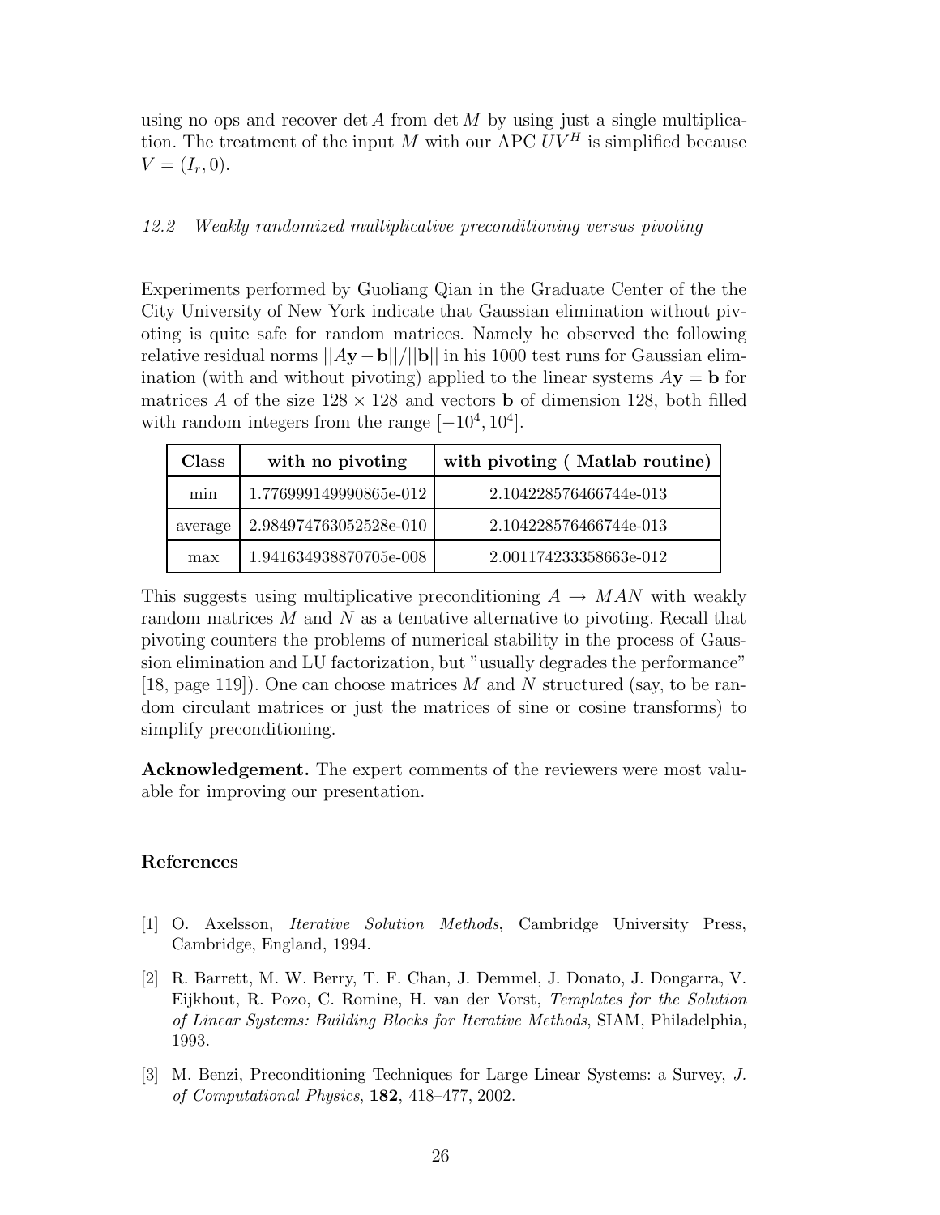using no ops and recover $\det A$ from $\det M$ by using just a single multiplication. The treatment of the input $M$ with our APC $UV^H$ is simplified because $V = (I_r, 0)$.

### *12.2 Weakly randomized multiplicative preconditioning versus pivoting*

Experiments performed by Guoliang Qian in the Graduate Center of the the City University of New York indicate that Gaussian elimination without pivoting is quite safe for random matrices. Namely he observed the following relative residual norms $||A\mathbf{y} - \mathbf{b}||/||\mathbf{b}||$ in his 1000 test runs for Gaussian elimination (with and without pivoting) applied to the linear systems $A\mathbf{y} = \mathbf{b}$ for matrices $A$ of the size $128 \times 128$ and vectors $\mathbf{b}$ of dimension 128, both filled with random integers from the range $[-10^4, 10^4]$.

| **Class** | **with no pivoting** | **with pivoting ( Matlab routine)** |
|---|---|---|
| min | 1.776999149990865e-012 | 2.104228576466744e-013 |
| average | 2.984974763052528e-010 | 2.104228576466744e-013 |
| max | 1.941634938870705e-008 | 2.001174233358663e-012 |

This suggests using multiplicative preconditioning $A \rightarrow MAN$ with weakly random matrices $M$ and $N$ as a tentative alternative to pivoting. Recall that pivoting counters the problems of numerical stability in the process of Gaussion elimination and LU factorization, but "usually degrades the performance" [18, page 119]). One can choose matrices $M$ and $N$ structured (say, to be random circulant matrices or just the matrices of sine or cosine transforms) to simplify preconditioning.

**Acknowledgement.** The expert comments of the reviewers were most valuable for improving our presentation.

## References

[1] O. Axelsson, *Iterative Solution Methods*, Cambridge University Press, Cambridge, England, 1994.

[2] R. Barrett, M. W. Berry, T. F. Chan, J. Demmel, J. Donato, J. Dongarra, V. Eijkhout, R. Pozo, C. Romine, H. van der Vorst, *Templates for the Solution of Linear Systems: Building Blocks for Iterative Methods*, SIAM, Philadelphia, 1993.

[3] M. Benzi, Preconditioning Techniques for Large Linear Systems: a Survey, *J. of Computational Physics*, **182**, 418–477, 2002.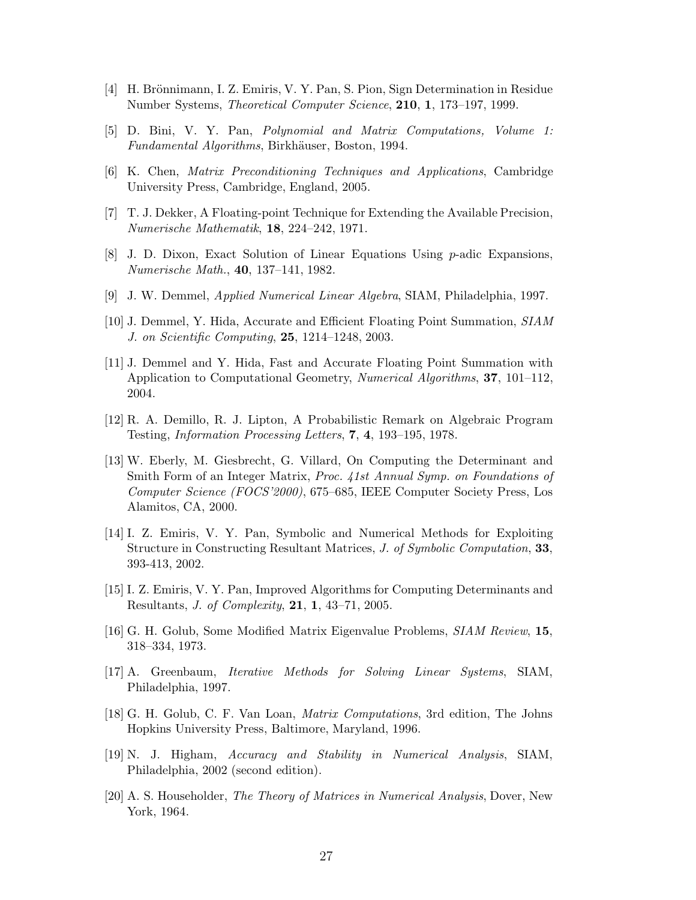[4] H. Brönnimann, I. Z. Emiris, V. Y. Pan, S. Pion, Sign Determination in Residue Number Systems, *Theoretical Computer Science*, **210**, **1**, 173–197, 1999.

[5] D. Bini, V. Y. Pan, *Polynomial and Matrix Computations, Volume 1: Fundamental Algorithms*, Birkhäuser, Boston, 1994.

[6] K. Chen, *Matrix Preconditioning Techniques and Applications*, Cambridge University Press, Cambridge, England, 2005.

[7] T. J. Dekker, A Floating-point Technique for Extending the Available Precision, *Numerische Mathematik*, **18**, 224–242, 1971.

[8] J. D. Dixon, Exact Solution of Linear Equations Using $p$-adic Expansions, *Numerische Math.*, **40**, 137–141, 1982.

[9] J. W. Demmel, *Applied Numerical Linear Algebra*, SIAM, Philadelphia, 1997.

[10] J. Demmel, Y. Hida, Accurate and Efficient Floating Point Summation, *SIAM J. on Scientific Computing*, **25**, 1214–1248, 2003.

[11] J. Demmel and Y. Hida, Fast and Accurate Floating Point Summation with Application to Computational Geometry, *Numerical Algorithms*, **37**, 101–112, 2004.

[12] R. A. Demillo, R. J. Lipton, A Probabilistic Remark on Algebraic Program Testing, *Information Processing Letters*, **7**, **4**, 193–195, 1978.

[13] W. Eberly, M. Giesbrecht, G. Villard, On Computing the Determinant and Smith Form of an Integer Matrix, *Proc. 41st Annual Symp. on Foundations of Computer Science (FOCS'2000)*, 675–685, IEEE Computer Society Press, Los Alamitos, CA, 2000.

[14] I. Z. Emiris, V. Y. Pan, Symbolic and Numerical Methods for Exploiting Structure in Constructing Resultant Matrices, *J. of Symbolic Computation*, **33**, 393-413, 2002.

[15] I. Z. Emiris, V. Y. Pan, Improved Algorithms for Computing Determinants and Resultants, *J. of Complexity*, **21**, **1**, 43–71, 2005.

[16] G. H. Golub, Some Modified Matrix Eigenvalue Problems, *SIAM Review*, **15**, 318–334, 1973.

[17] A. Greenbaum, *Iterative Methods for Solving Linear Systems*, SIAM, Philadelphia, 1997.

[18] G. H. Golub, C. F. Van Loan, *Matrix Computations*, 3rd edition, The Johns Hopkins University Press, Baltimore, Maryland, 1996.

[19] N. J. Higham, *Accuracy and Stability in Numerical Analysis*, SIAM, Philadelphia, 2002 (second edition).

[20] A. S. Householder, *The Theory of Matrices in Numerical Analysis*, Dover, New York, 1964.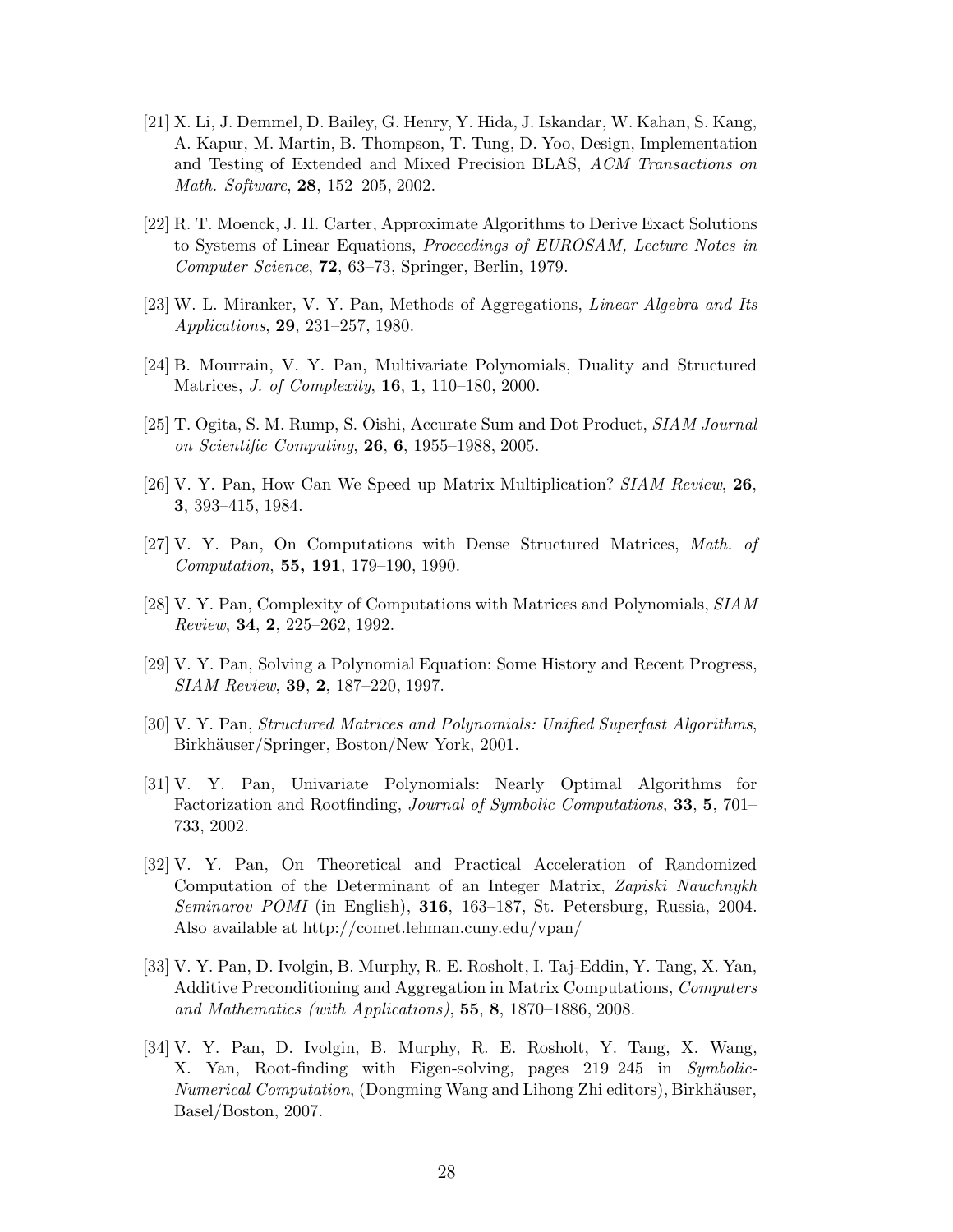[21] X. Li, J. Demmel, D. Bailey, G. Henry, Y. Hida, J. Iskandar, W. Kahan, S. Kang, A. Kapur, M. Martin, B. Thompson, T. Tung, D. Yoo, Design, Implementation and Testing of Extended and Mixed Precision BLAS, *ACM Transactions on Math. Software*, **28**, 152–205, 2002.

[22] R. T. Moenck, J. H. Carter, Approximate Algorithms to Derive Exact Solutions to Systems of Linear Equations, *Proceedings of EUROSAM, Lecture Notes in Computer Science*, **72**, 63–73, Springer, Berlin, 1979.

[23] W. L. Miranker, V. Y. Pan, Methods of Aggregations, *Linear Algebra and Its Applications*, **29**, 231–257, 1980.

[24] B. Mourrain, V. Y. Pan, Multivariate Polynomials, Duality and Structured Matrices, *J. of Complexity*, **16**, **1**, 110–180, 2000.

[25] T. Ogita, S. M. Rump, S. Oishi, Accurate Sum and Dot Product, *SIAM Journal on Scientific Computing*, **26**, **6**, 1955–1988, 2005.

[26] V. Y. Pan, How Can We Speed up Matrix Multiplication? *SIAM Review*, **26**, **3**, 393–415, 1984.

[27] V. Y. Pan, On Computations with Dense Structured Matrices, *Math. of Computation*, **55, 191**, 179–190, 1990.

[28] V. Y. Pan, Complexity of Computations with Matrices and Polynomials, *SIAM Review*, **34**, **2**, 225–262, 1992.

[29] V. Y. Pan, Solving a Polynomial Equation: Some History and Recent Progress, *SIAM Review*, **39**, **2**, 187–220, 1997.

[30] V. Y. Pan, *Structured Matrices and Polynomials: Unified Superfast Algorithms*, Birkhäuser/Springer, Boston/New York, 2001.

[31] V. Y. Pan, Univariate Polynomials: Nearly Optimal Algorithms for Factorization and Rootfinding, *Journal of Symbolic Computations*, **33**, **5**, 701–733, 2002.

[32] V. Y. Pan, On Theoretical and Practical Acceleration of Randomized Computation of the Determinant of an Integer Matrix, *Zapiski Nauchnykh Seminarov POMI* (in English), **316**, 163–187, St. Petersburg, Russia, 2004. Also available at http://comet.lehman.cuny.edu/vpan/

[33] V. Y. Pan, D. Ivolgin, B. Murphy, R. E. Rosholt, I. Taj-Eddin, Y. Tang, X. Yan, Additive Preconditioning and Aggregation in Matrix Computations, *Computers and Mathematics (with Applications)*, **55**, **8**, 1870–1886, 2008.

[34] V. Y. Pan, D. Ivolgin, B. Murphy, R. E. Rosholt, Y. Tang, X. Wang, X. Yan, Root-finding with Eigen-solving, pages 219–245 in *Symbolic-Numerical Computation*, (Dongming Wang and Lihong Zhi editors), Birkhäuser, Basel/Boston, 2007.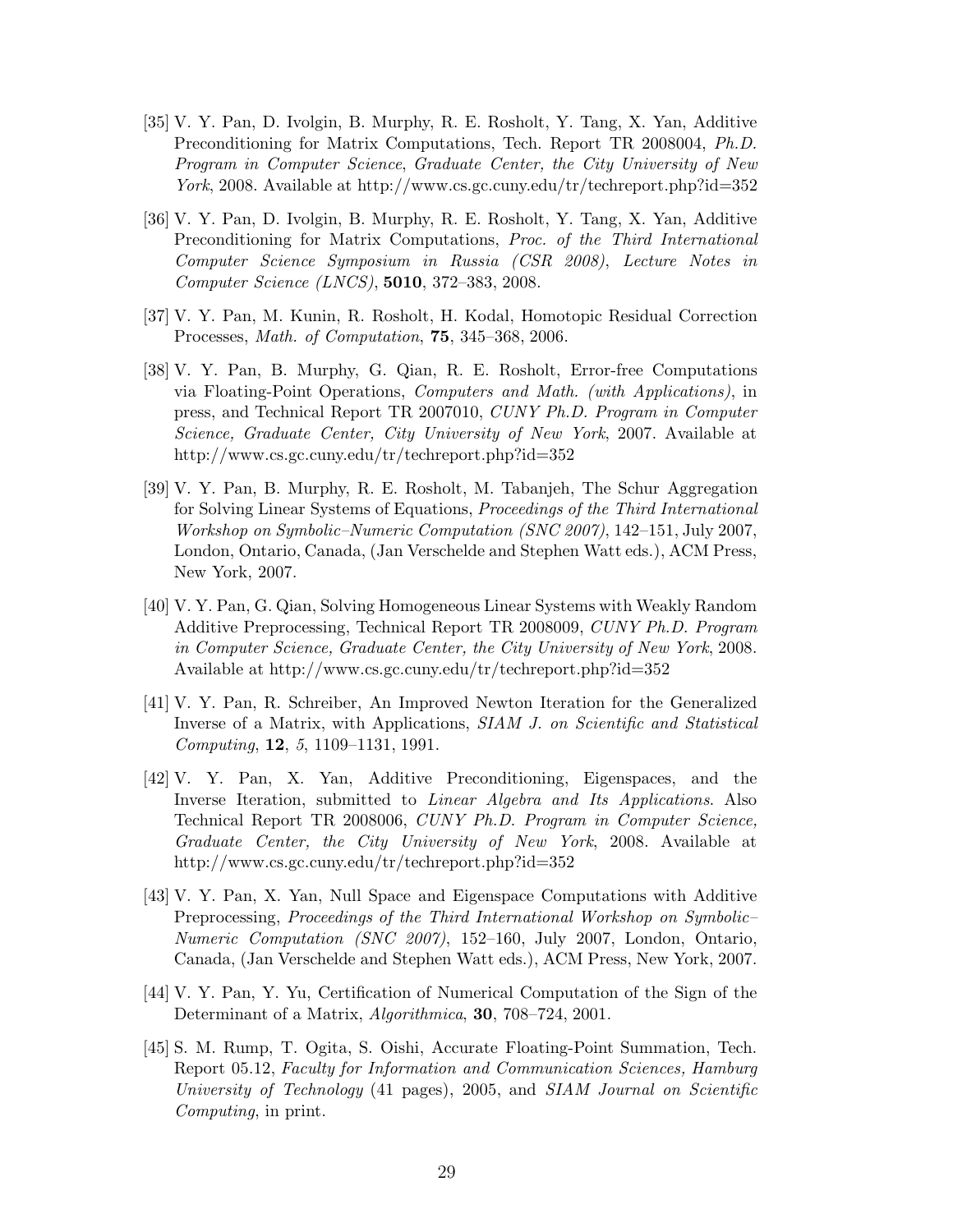[35] V. Y. Pan, D. Ivolgin, B. Murphy, R. E. Rosholt, Y. Tang, X. Yan, Additive Preconditioning for Matrix Computations, Tech. Report TR 2008004, *Ph.D. Program in Computer Science, Graduate Center, the City University of New York*, 2008. Available at http://www.cs.gc.cuny.edu/tr/techreport.php?id=352

[36] V. Y. Pan, D. Ivolgin, B. Murphy, R. E. Rosholt, Y. Tang, X. Yan, Additive Preconditioning for Matrix Computations, *Proc. of the Third International Computer Science Symposium in Russia (CSR 2008), Lecture Notes in Computer Science (LNCS)*, **5010**, 372–383, 2008.

[37] V. Y. Pan, M. Kunin, R. Rosholt, H. Kodal, Homotopic Residual Correction Processes, *Math. of Computation*, **75**, 345–368, 2006.

[38] V. Y. Pan, B. Murphy, G. Qian, R. E. Rosholt, Error-free Computations via Floating-Point Operations, *Computers and Math. (with Applications)*, in press, and Technical Report TR 2007010, *CUNY Ph.D. Program in Computer Science, Graduate Center, City University of New York*, 2007. Available at http://www.cs.gc.cuny.edu/tr/techreport.php?id=352

[39] V. Y. Pan, B. Murphy, R. E. Rosholt, M. Tabanjeh, The Schur Aggregation for Solving Linear Systems of Equations, *Proceedings of the Third International Workshop on Symbolic–Numeric Computation (SNC 2007)*, 142–151, July 2007, London, Ontario, Canada, (Jan Verschelde and Stephen Watt eds.), ACM Press, New York, 2007.

[40] V. Y. Pan, G. Qian, Solving Homogeneous Linear Systems with Weakly Random Additive Preprocessing, Technical Report TR 2008009, *CUNY Ph.D. Program in Computer Science, Graduate Center, the City University of New York*, 2008. Available at http://www.cs.gc.cuny.edu/tr/techreport.php?id=352

[41] V. Y. Pan, R. Schreiber, An Improved Newton Iteration for the Generalized Inverse of a Matrix, with Applications, *SIAM J. on Scientific and Statistical Computing*, **12**, *5*, 1109–1131, 1991.

[42] V. Y. Pan, X. Yan, Additive Preconditioning, Eigenspaces, and the Inverse Iteration, submitted to *Linear Algebra and Its Applications*. Also Technical Report TR 2008006, *CUNY Ph.D. Program in Computer Science, Graduate Center, the City University of New York*, 2008. Available at http://www.cs.gc.cuny.edu/tr/techreport.php?id=352

[43] V. Y. Pan, X. Yan, Null Space and Eigenspace Computations with Additive Preprocessing, *Proceedings of the Third International Workshop on Symbolic–Numeric Computation (SNC 2007)*, 152–160, July 2007, London, Ontario, Canada, (Jan Verschelde and Stephen Watt eds.), ACM Press, New York, 2007.

[44] V. Y. Pan, Y. Yu, Certification of Numerical Computation of the Sign of the Determinant of a Matrix, *Algorithmica*, **30**, 708–724, 2001.

[45] S. M. Rump, T. Ogita, S. Oishi, Accurate Floating-Point Summation, Tech. Report 05.12, *Faculty for Information and Communication Sciences, Hamburg University of Technology* (41 pages), 2005, and *SIAM Journal on Scientific Computing*, in print.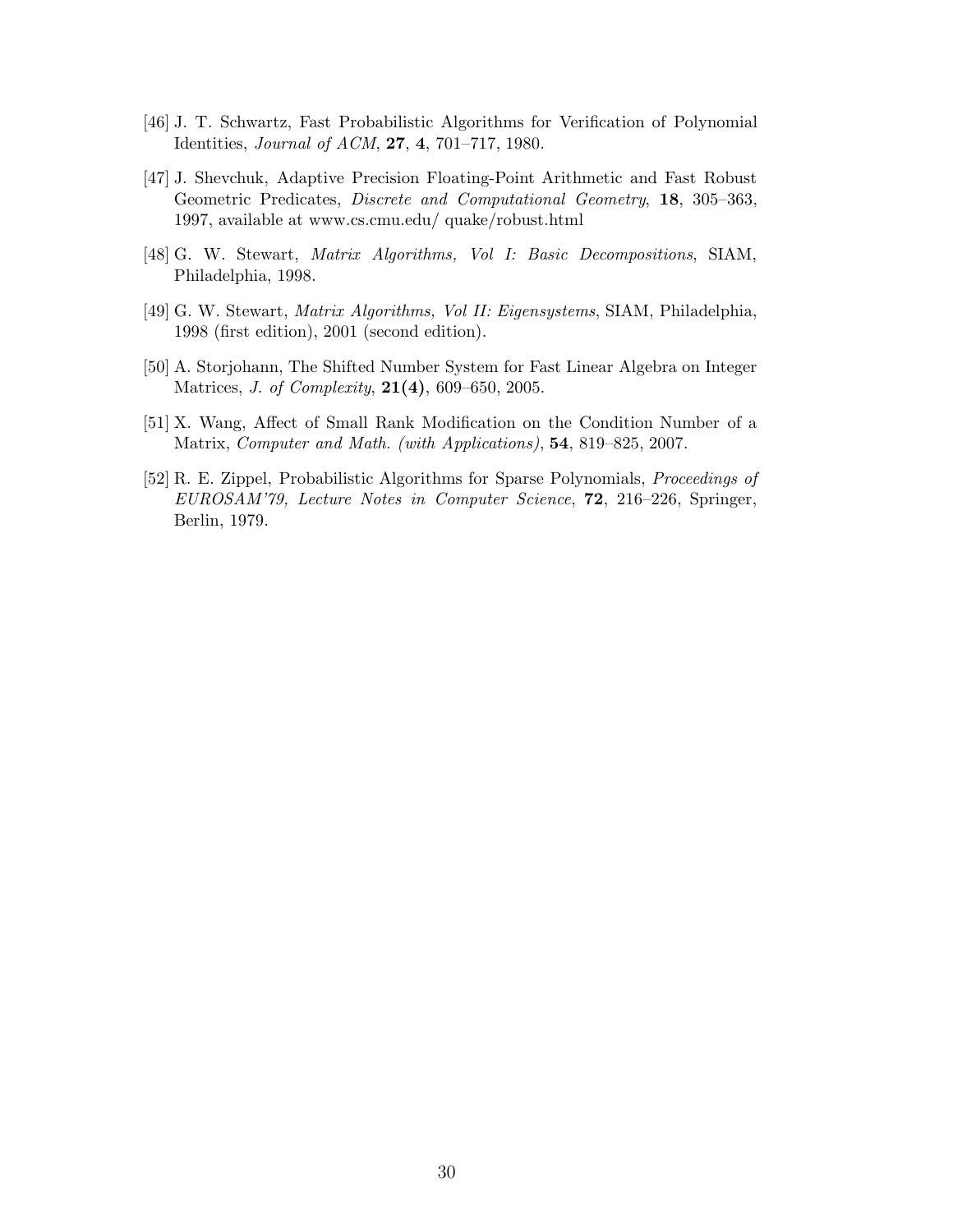[46] J. T. Schwartz, Fast Probabilistic Algorithms for Verification of Polynomial Identities, *Journal of ACM*, **27**, **4**, 701–717, 1980.

[47] J. Shevchuk, Adaptive Precision Floating-Point Arithmetic and Fast Robust Geometric Predicates, *Discrete and Computational Geometry*, **18**, 305–363, 1997, available at www.cs.cmu.edu/ quake/robust.html

[48] G. W. Stewart, *Matrix Algorithms, Vol I: Basic Decompositions*, SIAM, Philadelphia, 1998.

[49] G. W. Stewart, *Matrix Algorithms, Vol II: Eigensystems*, SIAM, Philadelphia, 1998 (first edition), 2001 (second edition).

[50] A. Storjohann, The Shifted Number System for Fast Linear Algebra on Integer Matrices, *J. of Complexity*, **21(4)**, 609–650, 2005.

[51] X. Wang, Affect of Small Rank Modification on the Condition Number of a Matrix, *Computer and Math. (with Applications)*, **54**, 819–825, 2007.

[52] R. E. Zippel, Probabilistic Algorithms for Sparse Polynomials, *Proceedings of EUROSAM'79, Lecture Notes in Computer Science*, **72**, 216–226, Springer, Berlin, 1979.